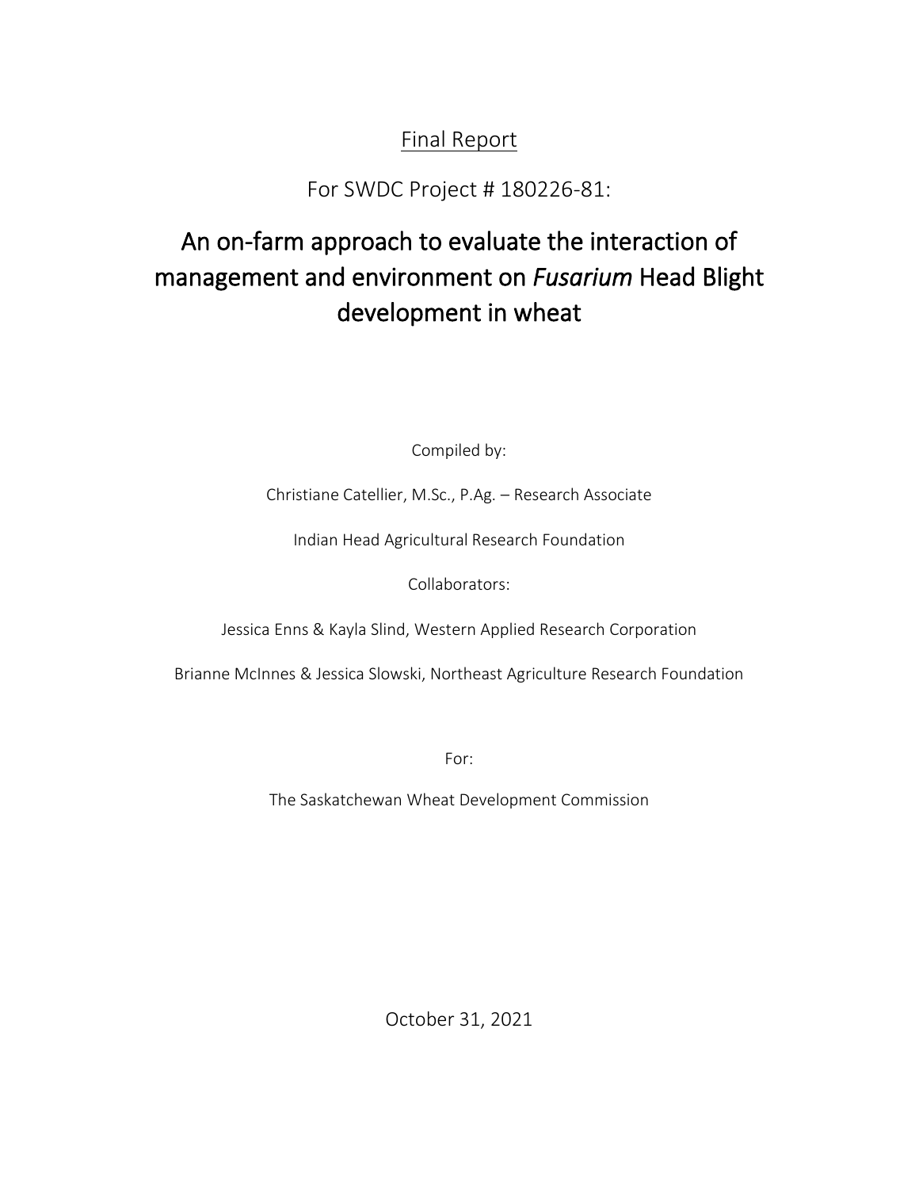Final Report

For SWDC Project # 180226-81:

# An on-farm approach to evaluate the interaction of management and environment on *Fusarium* Head Blight development in wheat

Compiled by:

Christiane Catellier, M.Sc., P.Ag. – Research Associate

Indian Head Agricultural Research Foundation

Collaborators:

Jessica Enns & Kayla Slind, Western Applied Research Corporation

Brianne McInnes & Jessica Slowski, Northeast Agriculture Research Foundation

For:

The Saskatchewan Wheat Development Commission

October 31, 2021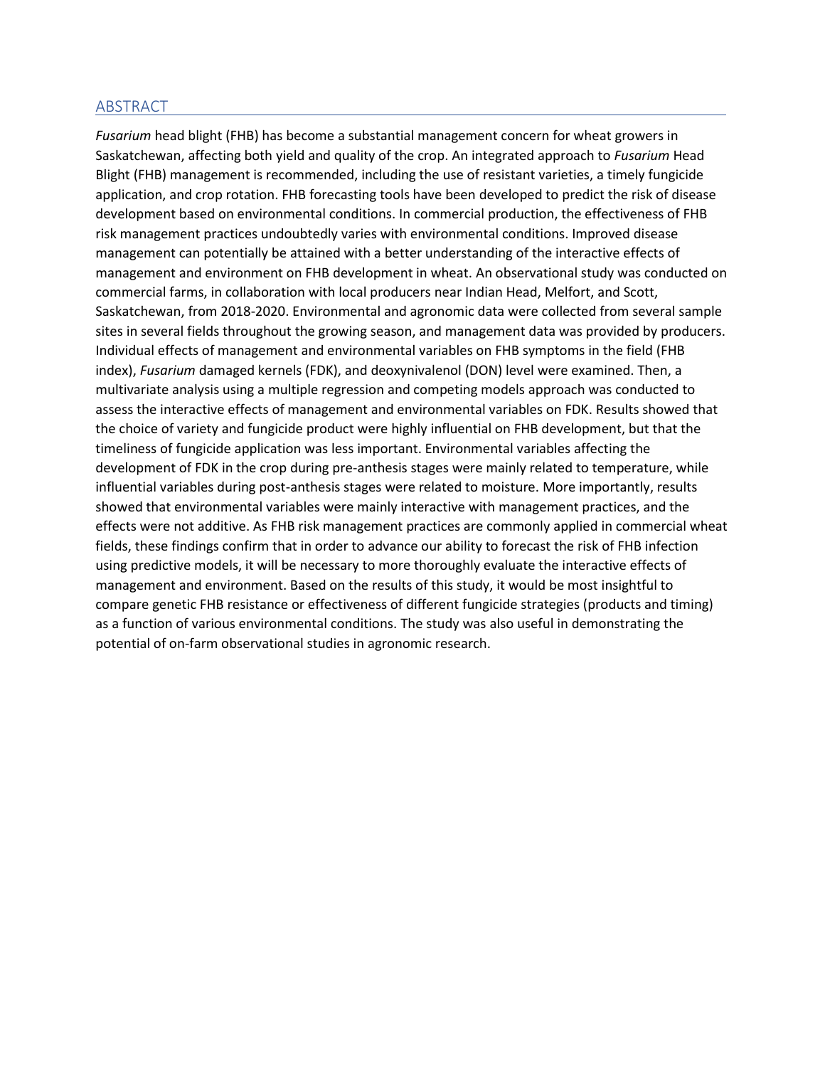## ABSTRACT

*Fusarium* head blight (FHB) has become a substantial management concern for wheat growers in Saskatchewan, affecting both yield and quality of the crop. An integrated approach to *Fusarium* Head Blight (FHB) management is recommended, including the use of resistant varieties, a timely fungicide application, and crop rotation. FHB forecasting tools have been developed to predict the risk of disease development based on environmental conditions. In commercial production, the effectiveness of FHB risk management practices undoubtedly varies with environmental conditions. Improved disease management can potentially be attained with a better understanding of the interactive effects of management and environment on FHB development in wheat. An observational study was conducted on commercial farms, in collaboration with local producers near Indian Head, Melfort, and Scott, Saskatchewan, from 2018-2020. Environmental and agronomic data were collected from several sample sites in several fields throughout the growing season, and management data was provided by producers. Individual effects of management and environmental variables on FHB symptoms in the field (FHB index), *Fusarium* damaged kernels (FDK), and deoxynivalenol (DON) level were examined. Then, a multivariate analysis using a multiple regression and competing models approach was conducted to assess the interactive effects of management and environmental variables on FDK. Results showed that the choice of variety and fungicide product were highly influential on FHB development, but that the timeliness of fungicide application was less important. Environmental variables affecting the development of FDK in the crop during pre-anthesis stages were mainly related to temperature, while influential variables during post-anthesis stages were related to moisture. More importantly, results showed that environmental variables were mainly interactive with management practices, and the effects were not additive. As FHB risk management practices are commonly applied in commercial wheat fields, these findings confirm that in order to advance our ability to forecast the risk of FHB infection using predictive models, it will be necessary to more thoroughly evaluate the interactive effects of management and environment. Based on the results of this study, it would be most insightful to compare genetic FHB resistance or effectiveness of different fungicide strategies (products and timing) as a function of various environmental conditions. The study was also useful in demonstrating the potential of on-farm observational studies in agronomic research.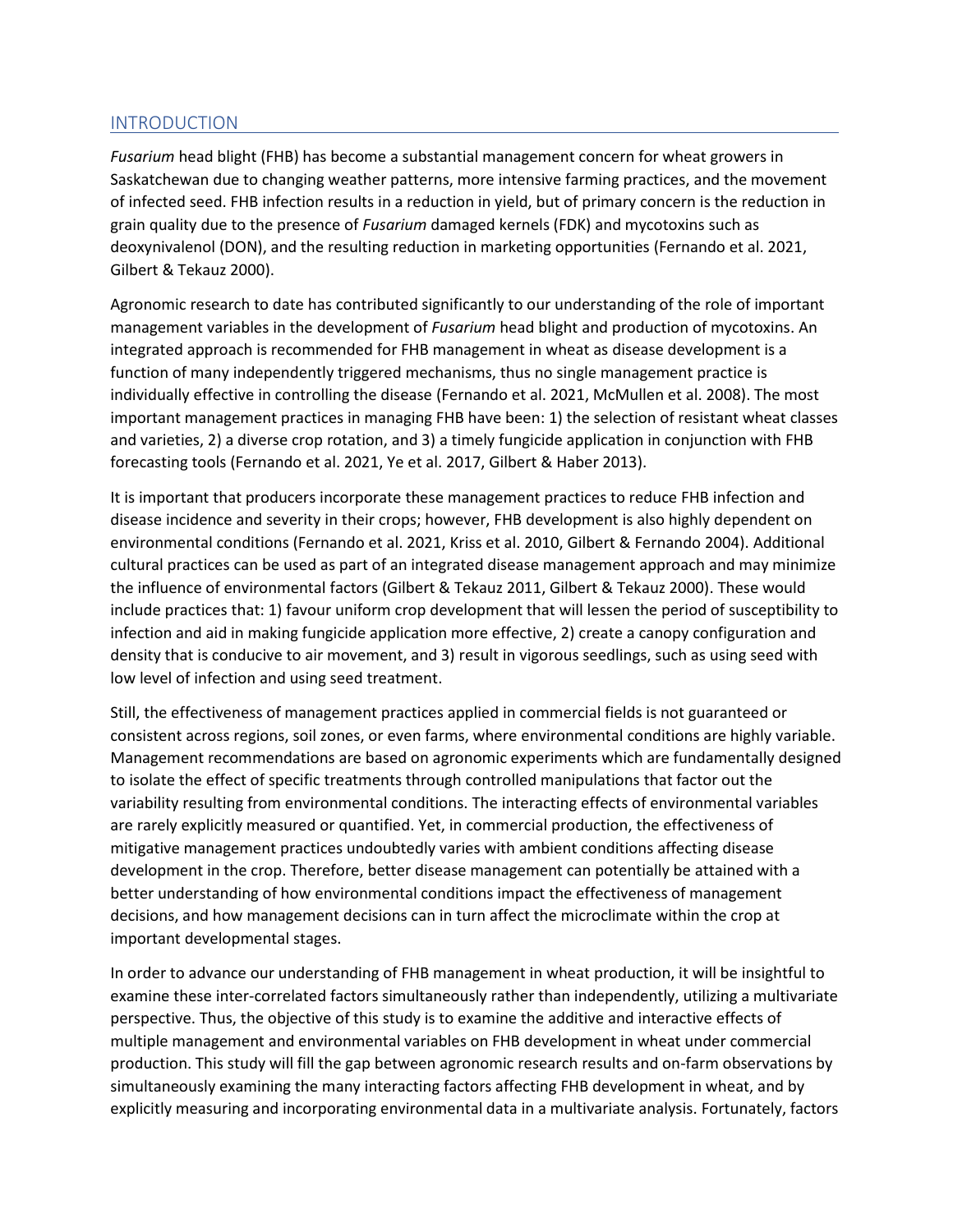## INTRODUCTION

*Fusarium* head blight (FHB) has become a substantial management concern for wheat growers in Saskatchewan due to changing weather patterns, more intensive farming practices, and the movement of infected seed. FHB infection results in a reduction in yield, but of primary concern is the reduction in grain quality due to the presence of *Fusarium* damaged kernels (FDK) and mycotoxins such as deoxynivalenol (DON), and the resulting reduction in marketing opportunities (Fernando et al. 2021, Gilbert & Tekauz 2000).

Agronomic research to date has contributed significantly to our understanding of the role of important management variables in the development of *Fusarium* head blight and production of mycotoxins. An integrated approach is recommended for FHB management in wheat as disease development is a function of many independently triggered mechanisms, thus no single management practice is individually effective in controlling the disease (Fernando et al. 2021, McMullen et al. 2008). The most important management practices in managing FHB have been: 1) the selection of resistant wheat classes and varieties, 2) a diverse crop rotation, and 3) a timely fungicide application in conjunction with FHB forecasting tools (Fernando et al. 2021, Ye et al. 2017, Gilbert & Haber 2013).

It is important that producers incorporate these management practices to reduce FHB infection and disease incidence and severity in their crops; however, FHB development is also highly dependent on environmental conditions (Fernando et al. 2021, Kriss et al. 2010, Gilbert & Fernando 2004). Additional cultural practices can be used as part of an integrated disease management approach and may minimize the influence of environmental factors (Gilbert & Tekauz 2011, Gilbert & Tekauz 2000). These would include practices that: 1) favour uniform crop development that will lessen the period of susceptibility to infection and aid in making fungicide application more effective, 2) create a canopy configuration and density that is conducive to air movement, and 3) result in vigorous seedlings, such as using seed with low level of infection and using seed treatment.

Still, the effectiveness of management practices applied in commercial fields is not guaranteed or consistent across regions, soil zones, or even farms, where environmental conditions are highly variable. Management recommendations are based on agronomic experiments which are fundamentally designed to isolate the effect of specific treatments through controlled manipulations that factor out the variability resulting from environmental conditions. The interacting effects of environmental variables are rarely explicitly measured or quantified. Yet, in commercial production, the effectiveness of mitigative management practices undoubtedly varies with ambient conditions affecting disease development in the crop. Therefore, better disease management can potentially be attained with a better understanding of how environmental conditions impact the effectiveness of management decisions, and how management decisions can in turn affect the microclimate within the crop at important developmental stages.

In order to advance our understanding of FHB management in wheat production, it will be insightful to examine these inter-correlated factors simultaneously rather than independently, utilizing a multivariate perspective. Thus, the objective of this study is to examine the additive and interactive effects of multiple management and environmental variables on FHB development in wheat under commercial production. This study will fill the gap between agronomic research results and on-farm observations by simultaneously examining the many interacting factors affecting FHB development in wheat, and by explicitly measuring and incorporating environmental data in a multivariate analysis. Fortunately, factors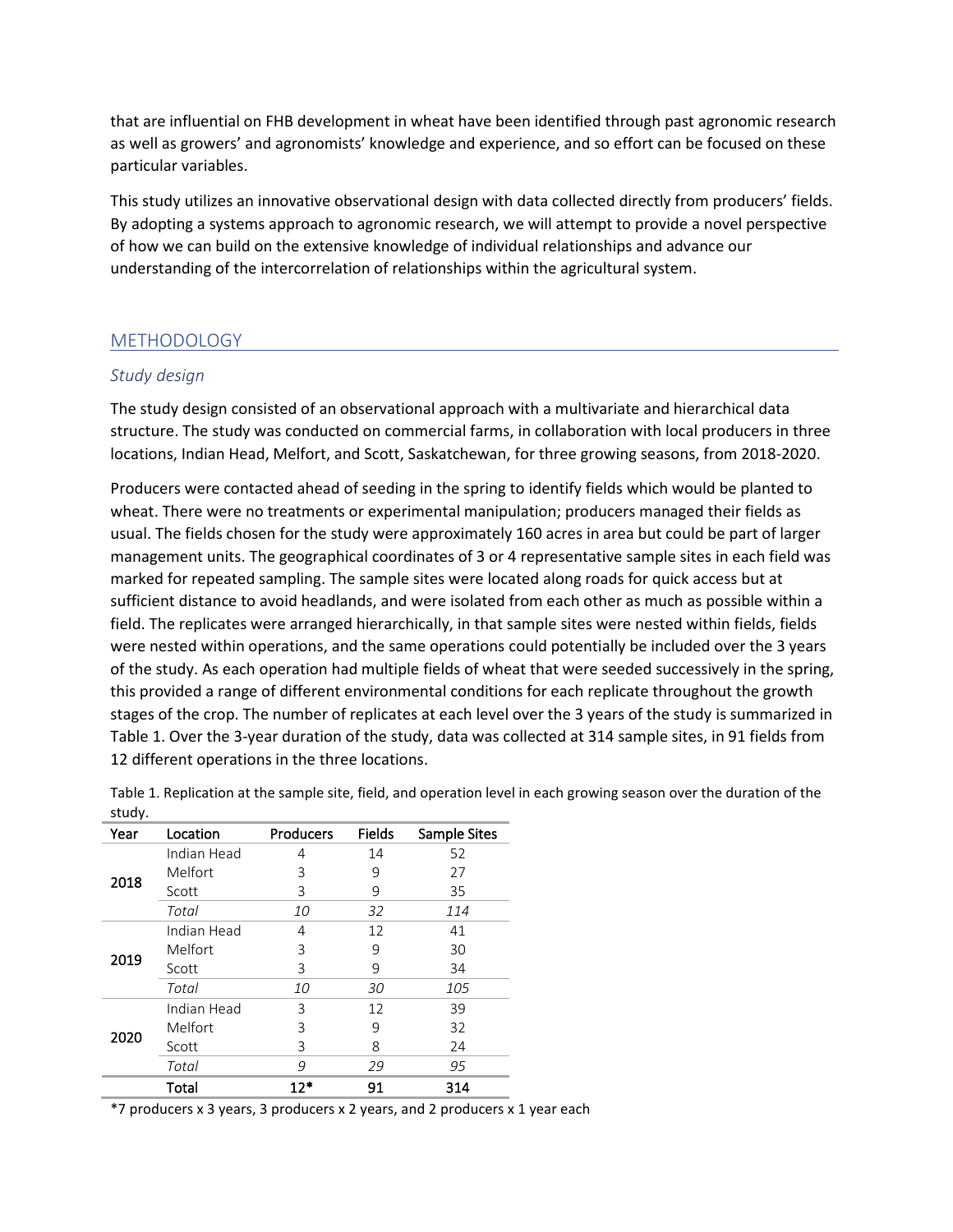that are influential on FHB development in wheat have been identified through past agronomic research as well as growers' and agronomists' knowledge and experience, and so effort can be focused on these particular variables.

This study utilizes an innovative observational design with data collected directly from producers' fields. By adopting a systems approach to agronomic research, we will attempt to provide a novel perspective of how we can build on the extensive knowledge of individual relationships and advance our understanding of the intercorrelation of relationships within the agricultural system.

## METHODOLOGY

### *Study design*

The study design consisted of an observational approach with a multivariate and hierarchical data structure. The study was conducted on commercial farms, in collaboration with local producers in three locations, Indian Head, Melfort, and Scott, Saskatchewan, for three growing seasons, from 2018-2020.

Producers were contacted ahead of seeding in the spring to identify fields which would be planted to wheat. There were no treatments or experimental manipulation; producers managed their fields as usual. The fields chosen for the study were approximately 160 acres in area but could be part of larger management units. The geographical coordinates of 3 or 4 representative sample sites in each field was marked for repeated sampling. The sample sites were located along roads for quick access but at sufficient distance to avoid headlands, and were isolated from each other as much as possible within a field. The replicates were arranged hierarchically, in that sample sites were nested within fields, fields were nested within operations, and the same operations could potentially be included over the 3 years of the study. As each operation had multiple fields of wheat that were seeded successively in the spring, this provided a range of different environmental conditions for each replicate throughout the growth stages of the crop. The number of replicates at each level over the 3 years of the study is summarized in Table 1. Over the 3-year duration of the study, data was collected at 314 sample sites, in 91 fields from 12 different operations in the three locations.

Table 1. Replication at the sample site, field, and operation level in each growing season over the duration of the study.

| Year | Location | Producers | Fields | Sample Sites |
|---|---|---|---|---|
| 2018 | Indian Head | 4 | 14 | 52 |
| | Melfort | 3 | 9 | 27 |
| | Scott | 3 | 9 | 35 |
| | *Total* | *10* | *32* | *114* |
| 2019 | Indian Head | 4 | 12 | 41 |
| | Melfort | 3 | 9 | 30 |
| | Scott | 3 | 9 | 34 |
| | *Total* | *10* | *30* | *105* |
| 2020 | Indian Head | 3 | 12 | 39 |
| | Melfort | 3 | 9 | 32 |
| | Scott | 3 | 8 | 24 |
| | *Total* | *9* | *29* | *95* |
| **Total** | | **12*** | **91** | **314** |

*7 producers x 3 years, 3 producers x 2 years, and 2 producers x 1 year each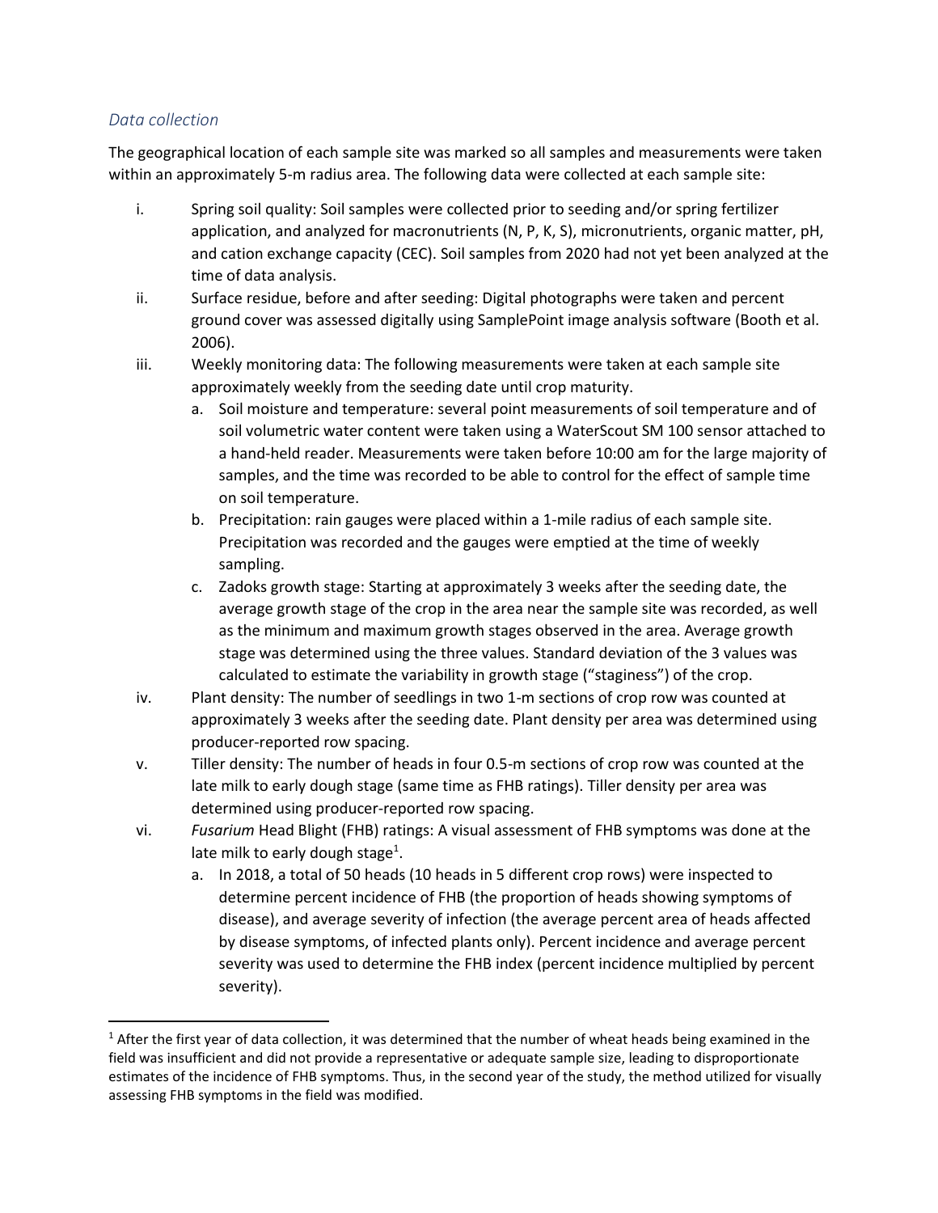### *Data collection*

The geographical location of each sample site was marked so all samples and measurements were taken within an approximately 5-m radius area. The following data were collected at each sample site:

i. Spring soil quality: Soil samples were collected prior to seeding and/or spring fertilizer application, and analyzed for macronutrients (N, P, K, S), micronutrients, organic matter, pH, and cation exchange capacity (CEC). Soil samples from 2020 had not yet been analyzed at the time of data analysis.

ii. Surface residue, before and after seeding: Digital photographs were taken and percent ground cover was assessed digitally using SamplePoint image analysis software (Booth et al. 2006).

iii. Weekly monitoring data: The following measurements were taken at each sample site approximately weekly from the seeding date until crop maturity.

   a. Soil moisture and temperature: several point measurements of soil temperature and of soil volumetric water content were taken using a WaterScout SM 100 sensor attached to a hand-held reader. Measurements were taken before 10:00 am for the large majority of samples, and the time was recorded to be able to control for the effect of sample time on soil temperature.

   b. Precipitation: rain gauges were placed within a 1-mile radius of each sample site. Precipitation was recorded and the gauges were emptied at the time of weekly sampling.

   c. Zadoks growth stage: Starting at approximately 3 weeks after the seeding date, the average growth stage of the crop in the area near the sample site was recorded, as well as the minimum and maximum growth stages observed in the area. Average growth stage was determined using the three values. Standard deviation of the 3 values was calculated to estimate the variability in growth stage ("staginess") of the crop.

iv. Plant density: The number of seedlings in two 1-m sections of crop row was counted at approximately 3 weeks after the seeding date. Plant density per area was determined using producer-reported row spacing.

v. Tiller density: The number of heads in four 0.5-m sections of crop row was counted at the late milk to early dough stage (same time as FHB ratings). Tiller density per area was determined using producer-reported row spacing.

vi. *Fusarium* Head Blight (FHB) ratings: A visual assessment of FHB symptoms was done at the late milk to early dough stage[1].

   a. In 2018, a total of 50 heads (10 heads in 5 different crop rows) were inspected to determine percent incidence of FHB (the proportion of heads showing symptoms of disease), and average severity of infection (the average percent area of heads affected by disease symptoms, of infected plants only). Percent incidence and average percent severity was used to determine the FHB index (percent incidence multiplied by percent severity).

---

[1] After the first year of data collection, it was determined that the number of wheat heads being examined in the field was insufficient and did not provide a representative or adequate sample size, leading to disproportionate estimates of the incidence of FHB symptoms. Thus, in the second year of the study, the method utilized for visually assessing FHB symptoms in the field was modified.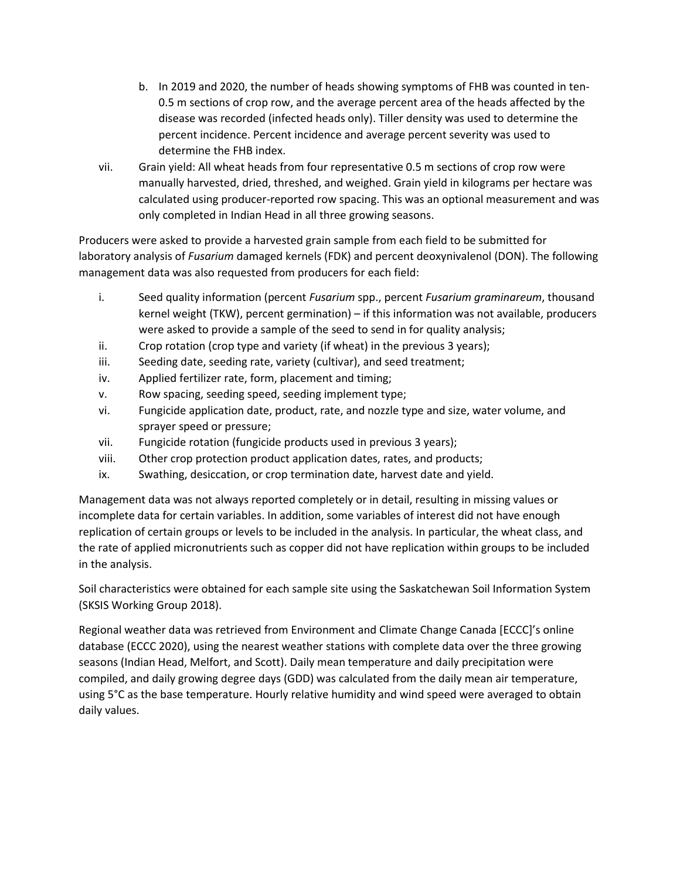b. In 2019 and 2020, the number of heads showing symptoms of FHB was counted in ten-0.5 m sections of crop row, and the average percent area of the heads affected by the disease was recorded (infected heads only). Tiller density was used to determine the percent incidence. Percent incidence and average percent severity was used to determine the FHB index.

vii. Grain yield: All wheat heads from four representative 0.5 m sections of crop row were manually harvested, dried, threshed, and weighed. Grain yield in kilograms per hectare was calculated using producer-reported row spacing. This was an optional measurement and was only completed in Indian Head in all three growing seasons.

Producers were asked to provide a harvested grain sample from each field to be submitted for laboratory analysis of *Fusarium* damaged kernels (FDK) and percent deoxynivalenol (DON). The following management data was also requested from producers for each field:

i. Seed quality information (percent *Fusarium* spp., percent *Fusarium graminareum*, thousand kernel weight (TKW), percent germination) – if this information was not available, producers were asked to provide a sample of the seed to send in for quality analysis;
ii. Crop rotation (crop type and variety (if wheat) in the previous 3 years);
iii. Seeding date, seeding rate, variety (cultivar), and seed treatment;
iv. Applied fertilizer rate, form, placement and timing;
v. Row spacing, seeding speed, seeding implement type;
vi. Fungicide application date, product, rate, and nozzle type and size, water volume, and sprayer speed or pressure;
vii. Fungicide rotation (fungicide products used in previous 3 years);
viii. Other crop protection product application dates, rates, and products;
ix. Swathing, desiccation, or crop termination date, harvest date and yield.

Management data was not always reported completely or in detail, resulting in missing values or incomplete data for certain variables. In addition, some variables of interest did not have enough replication of certain groups or levels to be included in the analysis. In particular, the wheat class, and the rate of applied micronutrients such as copper did not have replication within groups to be included in the analysis.

Soil characteristics were obtained for each sample site using the Saskatchewan Soil Information System (SKSIS Working Group 2018).

Regional weather data was retrieved from Environment and Climate Change Canada [ECCC]'s online database (ECCC 2020), using the nearest weather stations with complete data over the three growing seasons (Indian Head, Melfort, and Scott). Daily mean temperature and daily precipitation were compiled, and daily growing degree days (GDD) was calculated from the daily mean air temperature, using 5°C as the base temperature. Hourly relative humidity and wind speed were averaged to obtain daily values.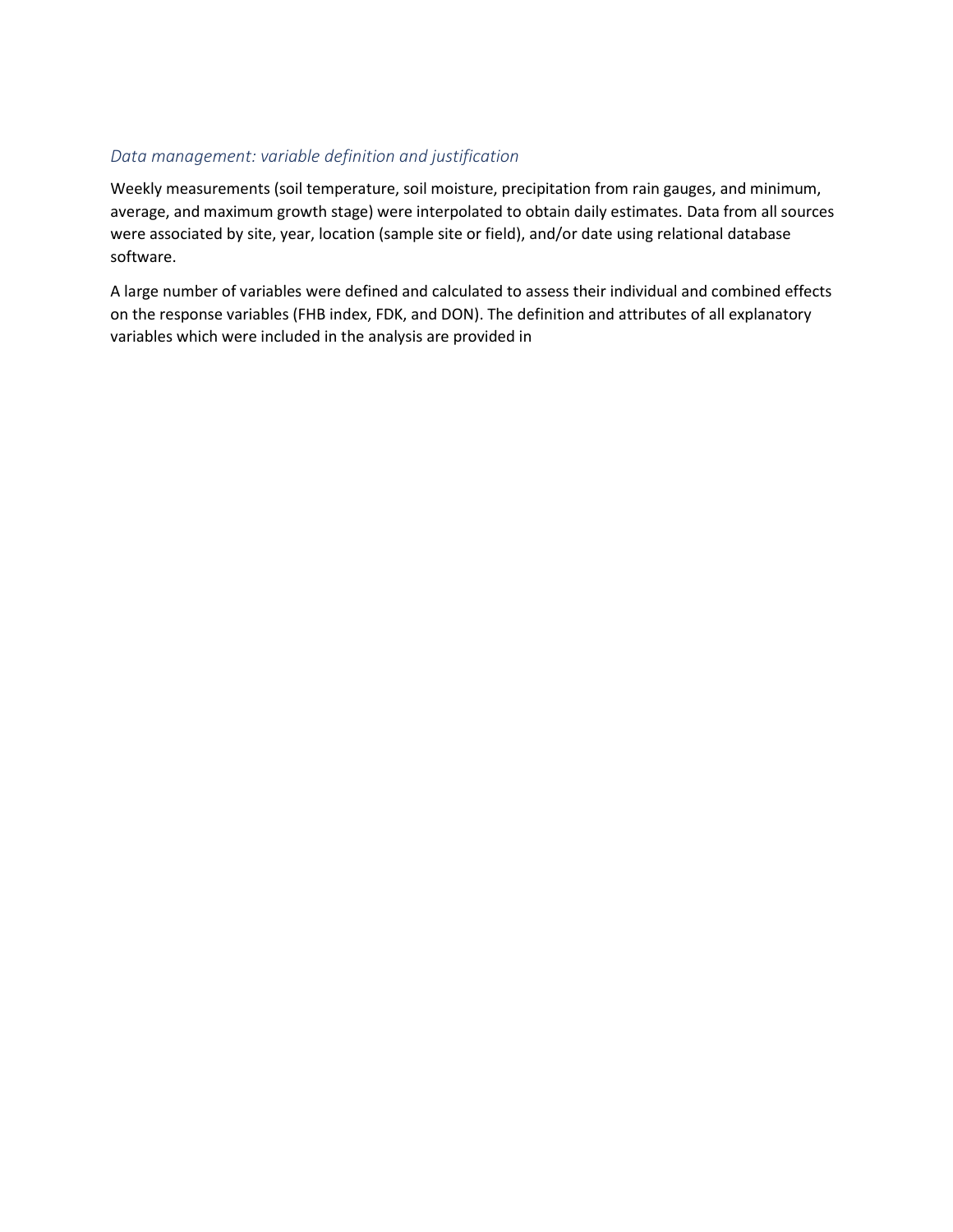### *Data management: variable definition and justification*

Weekly measurements (soil temperature, soil moisture, precipitation from rain gauges, and minimum, average, and maximum growth stage) were interpolated to obtain daily estimates. Data from all sources were associated by site, year, location (sample site or field), and/or date using relational database software.

A large number of variables were defined and calculated to assess their individual and combined effects on the response variables (FHB index, FDK, and DON). The definition and attributes of all explanatory variables which were included in the analysis are provided in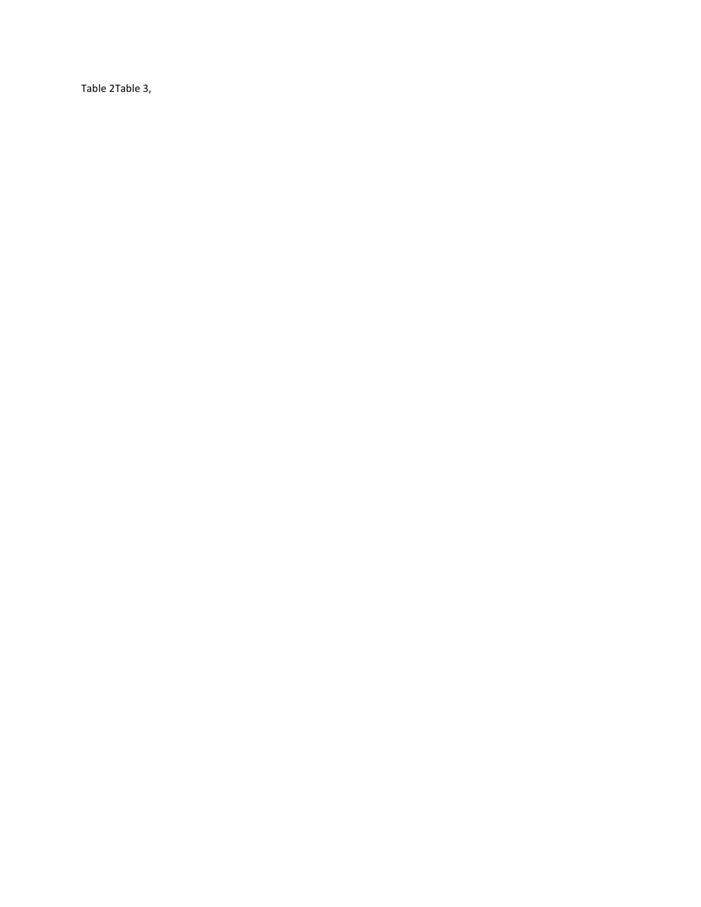Table 2Table 3,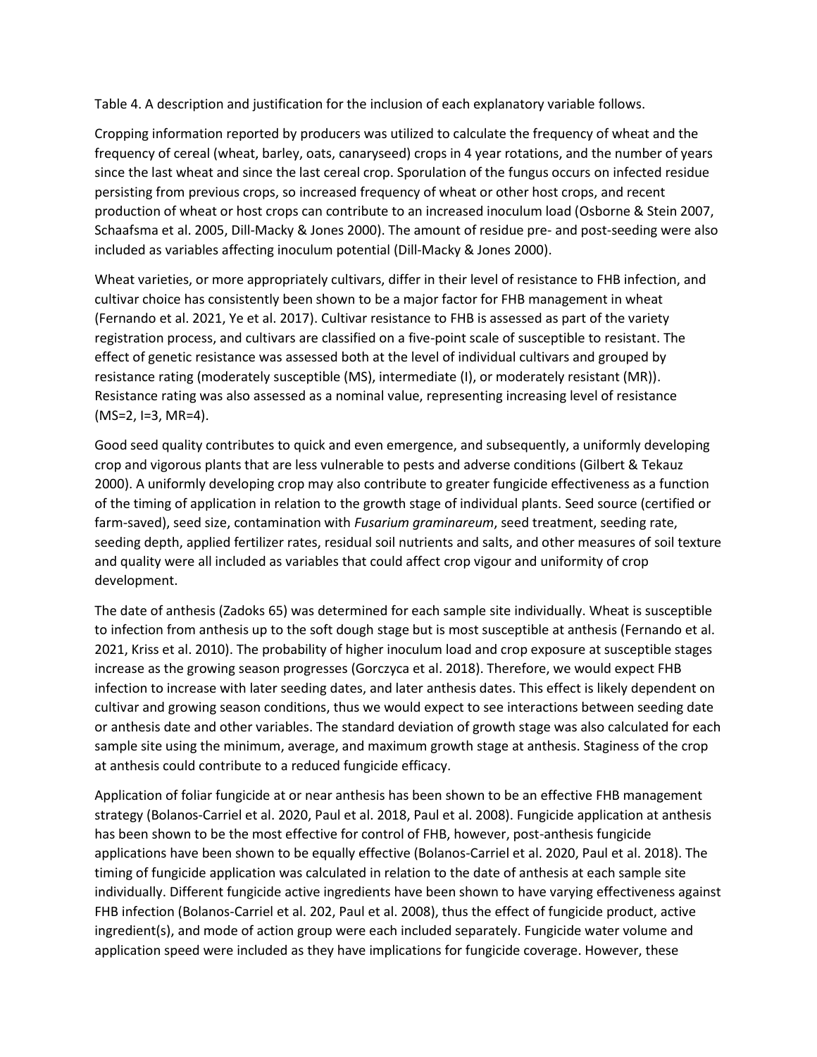Table 4. A description and justification for the inclusion of each explanatory variable follows.

Cropping information reported by producers was utilized to calculate the frequency of wheat and the frequency of cereal (wheat, barley, oats, canaryseed) crops in 4 year rotations, and the number of years since the last wheat and since the last cereal crop. Sporulation of the fungus occurs on infected residue persisting from previous crops, so increased frequency of wheat or other host crops, and recent production of wheat or host crops can contribute to an increased inoculum load (Osborne & Stein 2007, Schaafsma et al. 2005, Dill-Macky & Jones 2000). The amount of residue pre- and post-seeding were also included as variables affecting inoculum potential (Dill-Macky & Jones 2000).

Wheat varieties, or more appropriately cultivars, differ in their level of resistance to FHB infection, and cultivar choice has consistently been shown to be a major factor for FHB management in wheat (Fernando et al. 2021, Ye et al. 2017). Cultivar resistance to FHB is assessed as part of the variety registration process, and cultivars are classified on a five-point scale of susceptible to resistant. The effect of genetic resistance was assessed both at the level of individual cultivars and grouped by resistance rating (moderately susceptible (MS), intermediate (I), or moderately resistant (MR)). Resistance rating was also assessed as a nominal value, representing increasing level of resistance (MS=2, I=3, MR=4).

Good seed quality contributes to quick and even emergence, and subsequently, a uniformly developing crop and vigorous plants that are less vulnerable to pests and adverse conditions (Gilbert & Tekauz 2000). A uniformly developing crop may also contribute to greater fungicide effectiveness as a function of the timing of application in relation to the growth stage of individual plants. Seed source (certified or farm-saved), seed size, contamination with *Fusarium graminareum*, seed treatment, seeding rate, seeding depth, applied fertilizer rates, residual soil nutrients and salts, and other measures of soil texture and quality were all included as variables that could affect crop vigour and uniformity of crop development.

The date of anthesis (Zadoks 65) was determined for each sample site individually. Wheat is susceptible to infection from anthesis up to the soft dough stage but is most susceptible at anthesis (Fernando et al. 2021, Kriss et al. 2010). The probability of higher inoculum load and crop exposure at susceptible stages increase as the growing season progresses (Gorczyca et al. 2018). Therefore, we would expect FHB infection to increase with later seeding dates, and later anthesis dates. This effect is likely dependent on cultivar and growing season conditions, thus we would expect to see interactions between seeding date or anthesis date and other variables. The standard deviation of growth stage was also calculated for each sample site using the minimum, average, and maximum growth stage at anthesis. Staginess of the crop at anthesis could contribute to a reduced fungicide efficacy.

Application of foliar fungicide at or near anthesis has been shown to be an effective FHB management strategy (Bolanos-Carriel et al. 2020, Paul et al. 2018, Paul et al. 2008). Fungicide application at anthesis has been shown to be the most effective for control of FHB, however, post-anthesis fungicide applications have been shown to be equally effective (Bolanos-Carriel et al. 2020, Paul et al. 2018). The timing of fungicide application was calculated in relation to the date of anthesis at each sample site individually. Different fungicide active ingredients have been shown to have varying effectiveness against FHB infection (Bolanos-Carriel et al. 202, Paul et al. 2008), thus the effect of fungicide product, active ingredient(s), and mode of action group were each included separately. Fungicide water volume and application speed were included as they have implications for fungicide coverage. However, these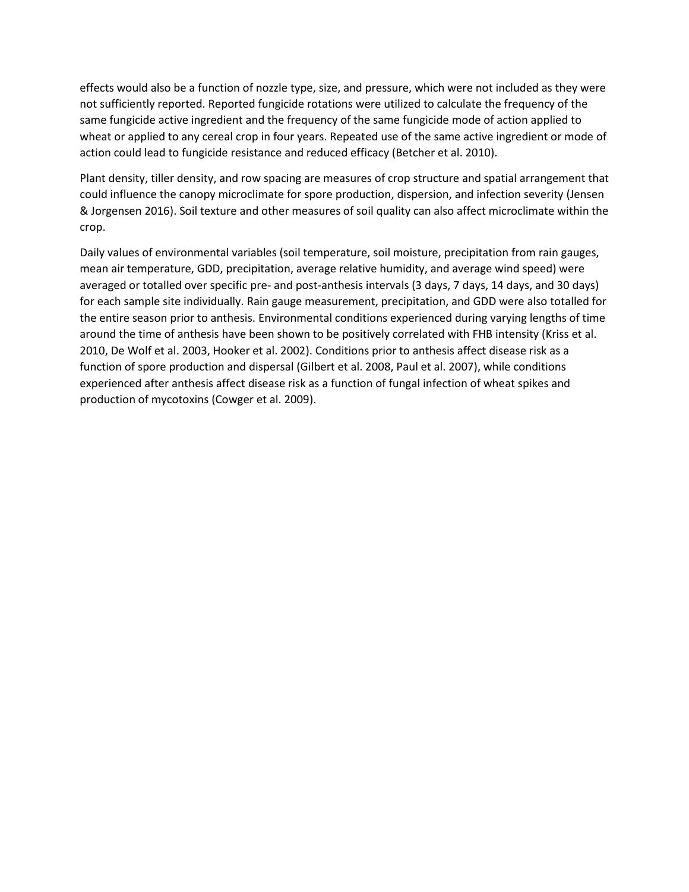effects would also be a function of nozzle type, size, and pressure, which were not included as they were not sufficiently reported. Reported fungicide rotations were utilized to calculate the frequency of the same fungicide active ingredient and the frequency of the same fungicide mode of action applied to wheat or applied to any cereal crop in four years. Repeated use of the same active ingredient or mode of action could lead to fungicide resistance and reduced efficacy (Betcher et al. 2010).

Plant density, tiller density, and row spacing are measures of crop structure and spatial arrangement that could influence the canopy microclimate for spore production, dispersion, and infection severity (Jensen & Jorgensen 2016). Soil texture and other measures of soil quality can also affect microclimate within the crop.

Daily values of environmental variables (soil temperature, soil moisture, precipitation from rain gauges, mean air temperature, GDD, precipitation, average relative humidity, and average wind speed) were averaged or totalled over specific pre- and post-anthesis intervals (3 days, 7 days, 14 days, and 30 days) for each sample site individually. Rain gauge measurement, precipitation, and GDD were also totalled for the entire season prior to anthesis. Environmental conditions experienced during varying lengths of time around the time of anthesis have been shown to be positively correlated with FHB intensity (Kriss et al. 2010, De Wolf et al. 2003, Hooker et al. 2002). Conditions prior to anthesis affect disease risk as a function of spore production and dispersal (Gilbert et al. 2008, Paul et al. 2007), while conditions experienced after anthesis affect disease risk as a function of fungal infection of wheat spikes and production of mycotoxins (Cowger et al. 2009).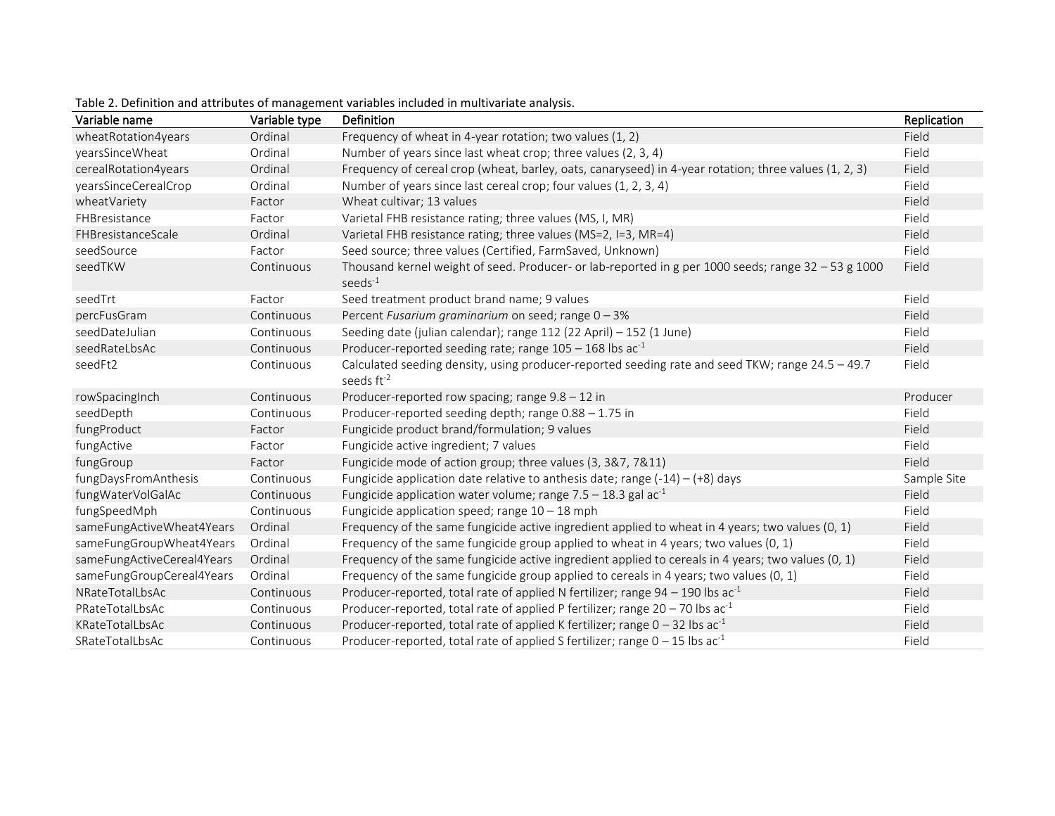Table 2. Definition and attributes of management variables included in multivariate analysis.

| Variable name | Variable type | Definition | Replication |
|---|---|---|---|
| wheatRotation4years | Ordinal | Frequency of wheat in 4-year rotation; two values (1, 2) | Field |
| yearsSinceWheat | Ordinal | Number of years since last wheat crop; three values (2, 3, 4) | Field |
| cerealRotation4years | Ordinal | Frequency of cereal crop (wheat, barley, oats, canaryseed) in 4-year rotation; three values (1, 2, 3) | Field |
| yearsSinceCerealCrop | Ordinal | Number of years since last cereal crop; four values (1, 2, 3, 4) | Field |
| wheatVariety | Factor | Wheat cultivar; 13 values | Field |
| FHBresistance | Factor | Varietal FHB resistance rating; three values (MS, I, MR) | Field |
| FHBresistanceScale | Ordinal | Varietal FHB resistance rating; three values (MS=2, I=3, MR=4) | Field |
| seedSource | Factor | Seed source; three values (Certified, FarmSaved, Unknown) | Field |
| seedTKW | Continuous | Thousand kernel weight of seed. Producer- or lab-reported in g per 1000 seeds; range 32 – 53 g 1000 seeds$^{-1}$ | Field |
| seedTrt | Factor | Seed treatment product brand name; 9 values | Field |
| percFusGram | Continuous | Percent *Fusarium graminarium* on seed; range 0 – 3% | Field |
| seedDateJulian | Continuous | Seeding date (julian calendar); range 112 (22 April) – 152 (1 June) | Field |
| seedRateLbsAc | Continuous | Producer-reported seeding rate; range 105 – 168 lbs ac$^{-1}$ | Field |
| seedFt2 | Continuous | Calculated seeding density, using producer-reported seeding rate and seed TKW; range 24.5 – 49.7 seeds ft$^{-2}$ | Field |
| rowSpacingInch | Continuous | Producer-reported row spacing; range 9.8 – 12 in | Producer |
| seedDepth | Continuous | Producer-reported seeding depth; range 0.88 – 1.75 in | Field |
| fungProduct | Factor | Fungicide product brand/formulation; 9 values | Field |
| fungActive | Factor | Fungicide active ingredient; 7 values | Field |
| fungGroup | Factor | Fungicide mode of action group; three values (3, 3&7, 7&11) | Field |
| fungDaysFromAnthesis | Continuous | Fungicide application date relative to anthesis date; range (-14) – (+8) days | Sample Site |
| fungWaterVolGalAc | Continuous | Fungicide application water volume; range 7.5 – 18.3 gal ac$^{-1}$ | Field |
| fungSpeedMph | Continuous | Fungicide application speed; range 10 – 18 mph | Field |
| sameFungActiveWheat4Years | Ordinal | Frequency of the same fungicide active ingredient applied to wheat in 4 years; two values (0, 1) | Field |
| sameFungGroupWheat4Years | Ordinal | Frequency of the same fungicide group applied to wheat in 4 years; two values (0, 1) | Field |
| sameFungActiveCereal4Years | Ordinal | Frequency of the same fungicide active ingredient applied to cereals in 4 years; two values (0, 1) | Field |
| sameFungGroupCereal4Years | Ordinal | Frequency of the same fungicide group applied to cereals in 4 years; two values (0, 1) | Field |
| NRateTotalLbsAc | Continuous | Producer-reported, total rate of applied N fertilizer; range 94 – 190 lbs ac$^{-1}$ | Field |
| PRateTotalLbsAc | Continuous | Producer-reported, total rate of applied P fertilizer; range 20 – 70 lbs ac$^{-1}$ | Field |
| KRateTotalLbsAc | Continuous | Producer-reported, total rate of applied K fertilizer; range 0 – 32 lbs ac$^{-1}$ | Field |
| SRateTotalLbsAc | Continuous | Producer-reported, total rate of applied S fertilizer; range 0 – 15 lbs ac$^{-1}$ | Field |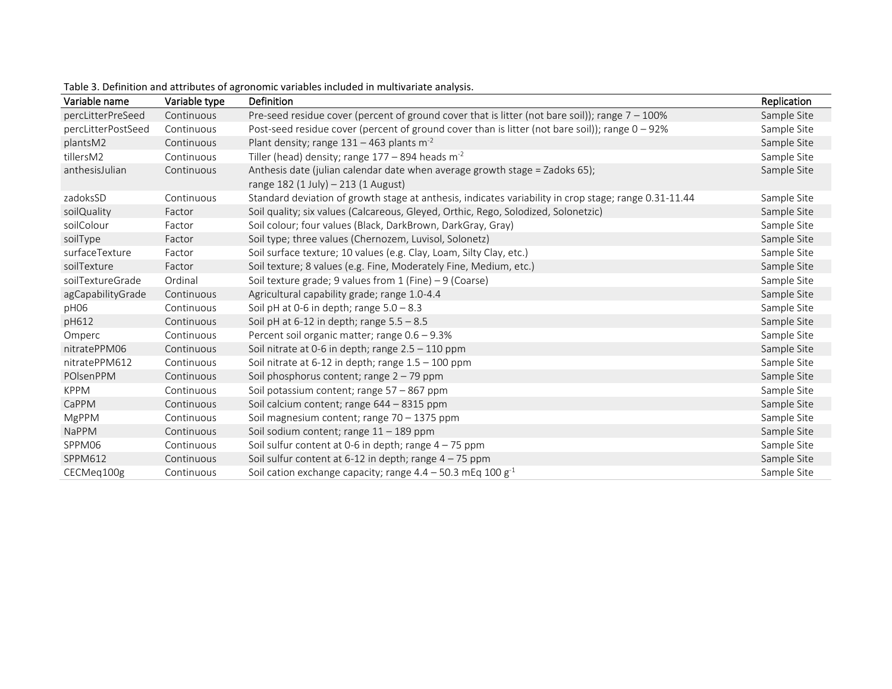Table 3. Definition and attributes of agronomic variables included in multivariate analysis.

| Variable name | Variable type | Definition | Replication |
|---|---|---|---|
| percLitterPreSeed | Continuous | Pre-seed residue cover (percent of ground cover that is litter (not bare soil)); range 7 – 100% | Sample Site |
| percLitterPostSeed | Continuous | Post-seed residue cover (percent of ground cover than is litter (not bare soil)); range 0 – 92% | Sample Site |
| plantsM2 | Continuous | Plant density; range 131 – 463 plants $m^{-2}$ | Sample Site |
| tillersM2 | Continuous | Tiller (head) density; range 177 – 894 heads $m^{-2}$ | Sample Site |
| anthesisJulian | Continuous | Anthesis date (julian calendar date when average growth stage = Zadoks 65); range 182 (1 July) – 213 (1 August) | Sample Site |
| zadoksSD | Continuous | Standard deviation of growth stage at anthesis, indicates variability in crop stage; range 0.31-11.44 | Sample Site |
| soilQuality | Factor | Soil quality; six values (Calcareous, Gleyed, Orthic, Rego, Solodized, Solonetzic) | Sample Site |
| soilColour | Factor | Soil colour; four values (Black, DarkBrown, DarkGray, Gray) | Sample Site |
| soilType | Factor | Soil type; three values (Chernozem, Luvisol, Solonetz) | Sample Site |
| surfaceTexture | Factor | Soil surface texture; 10 values (e.g. Clay, Loam, Silty Clay, etc.) | Sample Site |
| soilTexture | Factor | Soil texture; 8 values (e.g. Fine, Moderately Fine, Medium, etc.) | Sample Site |
| soilTextureGrade | Ordinal | Soil texture grade; 9 values from 1 (Fine) – 9 (Coarse) | Sample Site |
| agCapabilityGrade | Continuous | Agricultural capability grade; range 1.0-4.4 | Sample Site |
| pH06 | Continuous | Soil pH at 0-6 in depth; range 5.0 – 8.3 | Sample Site |
| pH612 | Continuous | Soil pH at 6-12 in depth; range 5.5 – 8.5 | Sample Site |
| Omperc | Continuous | Percent soil organic matter; range 0.6 – 9.3% | Sample Site |
| nitratePPM06 | Continuous | Soil nitrate at 0-6 in depth; range 2.5 – 110 ppm | Sample Site |
| nitratePPM612 | Continuous | Soil nitrate at 6-12 in depth; range 1.5 – 100 ppm | Sample Site |
| POlsenPPM | Continuous | Soil phosphorus content; range 2 – 79 ppm | Sample Site |
| KPPM | Continuous | Soil potassium content; range 57 – 867 ppm | Sample Site |
| CaPPM | Continuous | Soil calcium content; range 644 – 8315 ppm | Sample Site |
| MgPPM | Continuous | Soil magnesium content; range 70 – 1375 ppm | Sample Site |
| NaPPM | Continuous | Soil sodium content; range 11 – 189 ppm | Sample Site |
| SPPM06 | Continuous | Soil sulfur content at 0-6 in depth; range 4 – 75 ppm | Sample Site |
| SPPM612 | Continuous | Soil sulfur content at 6-12 in depth; range 4 – 75 ppm | Sample Site |
| CECMeq100g | Continuous | Soil cation exchange capacity; range 4.4 – 50.3 mEq 100 $g^{-1}$ | Sample Site |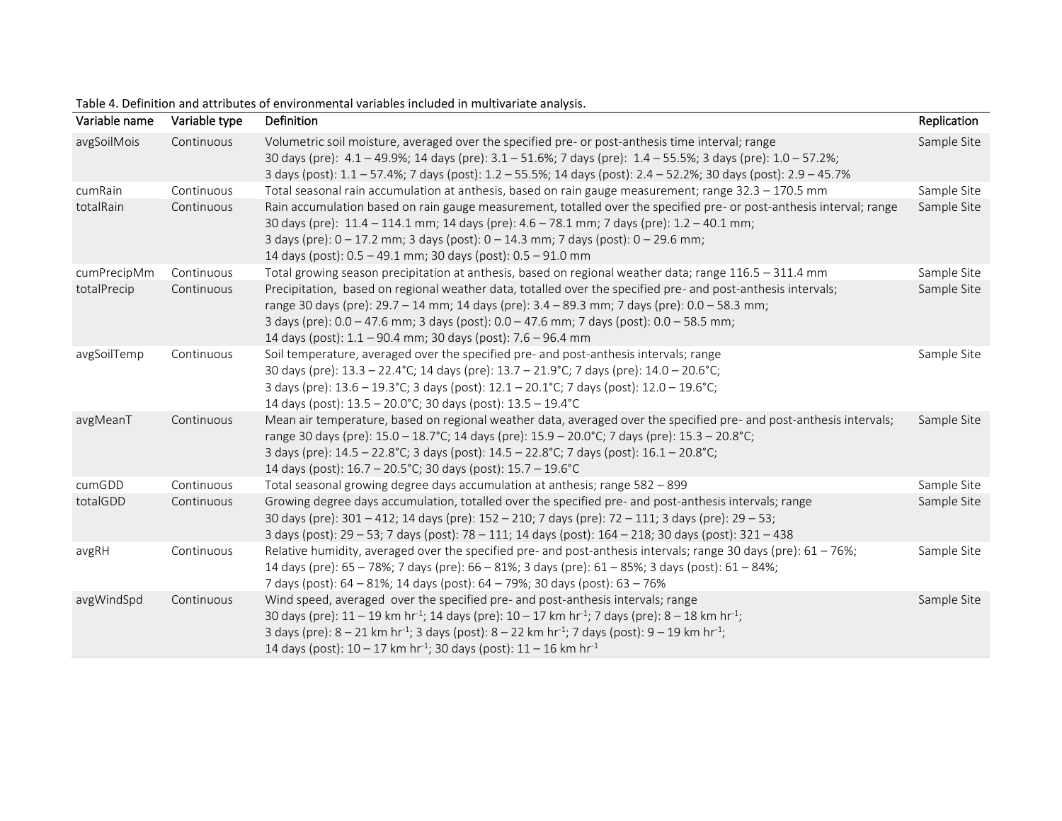Table 4. Definition and attributes of environmental variables included in multivariate analysis.

| Variable name | Variable type | Definition | Replication |
|---|---|---|---|
| avgSoilMois | Continuous | Volumetric soil moisture, averaged over the specified pre- or post-anthesis time interval; range 30 days (pre): 4.1 – 49.9%; 14 days (pre): 3.1 – 51.6%; 7 days (pre): 1.4 – 55.5%; 3 days (pre): 1.0 – 57.2%; 3 days (post): 1.1 – 57.4%; 7 days (post): 1.2 – 55.5%; 14 days (post): 2.4 – 52.2%; 30 days (post): 2.9 – 45.7% | Sample Site |
| cumRain | Continuous | Total seasonal rain accumulation at anthesis, based on rain gauge measurement; range 32.3 – 170.5 mm | Sample Site |
| totalRain | Continuous | Rain accumulation based on rain gauge measurement, totalled over the specified pre- or post-anthesis interval; range 30 days (pre): 11.4 – 114.1 mm; 14 days (pre): 4.6 – 78.1 mm; 7 days (pre): 1.2 – 40.1 mm; 3 days (pre): 0 – 17.2 mm; 3 days (post): 0 – 14.3 mm; 7 days (post): 0 – 29.6 mm; 14 days (post): 0.5 – 49.1 mm; 30 days (post): 0.5 – 91.0 mm | Sample Site |
| cumPrecipMm | Continuous | Total growing season precipitation at anthesis, based on regional weather data; range 116.5 – 311.4 mm | Sample Site |
| totalPrecip | Continuous | Precipitation, based on regional weather data, totalled over the specified pre- and post-anthesis intervals; range 30 days (pre): 29.7 – 14 mm; 14 days (pre): 3.4 – 89.3 mm; 7 days (pre): 0.0 – 58.3 mm; 3 days (pre): 0.0 – 47.6 mm; 3 days (post): 0.0 – 47.6 mm; 7 days (post): 0.0 – 58.5 mm; 14 days (post): 1.1 – 90.4 mm; 30 days (post): 7.6 – 96.4 mm | Sample Site |
| avgSoilTemp | Continuous | Soil temperature, averaged over the specified pre- and post-anthesis intervals; range 30 days (pre): 13.3 – 22.4°C; 14 days (pre): 13.7 – 21.9°C; 7 days (pre): 14.0 – 20.6°C; 3 days (pre): 13.6 – 19.3°C; 3 days (post): 12.1 – 20.1°C; 7 days (post): 12.0 – 19.6°C; 14 days (post): 13.5 – 20.0°C; 30 days (post): 13.5 – 19.4°C | Sample Site |
| avgMeanT | Continuous | Mean air temperature, based on regional weather data, averaged over the specified pre- and post-anthesis intervals; range 30 days (pre): 15.0 – 18.7°C; 14 days (pre): 15.9 – 20.0°C; 7 days (pre): 15.3 – 20.8°C; 3 days (pre): 14.5 – 22.8°C; 3 days (post): 14.5 – 22.8°C; 7 days (post): 16.1 – 20.8°C; 14 days (post): 16.7 – 20.5°C; 30 days (post): 15.7 – 19.6°C | Sample Site |
| cumGDD | Continuous | Total seasonal growing degree days accumulation at anthesis; range 582 – 899 | Sample Site |
| totalGDD | Continuous | Growing degree days accumulation, totalled over the specified pre- and post-anthesis intervals; range 30 days (pre): 301 – 412; 14 days (pre): 152 – 210; 7 days (pre): 72 – 111; 3 days (pre): 29 – 53; 3 days (post): 29 – 53; 7 days (post): 78 – 111; 14 days (post): 164 – 218; 30 days (post): 321 – 438 | Sample Site |
| avgRH | Continuous | Relative humidity, averaged over the specified pre- and post-anthesis intervals; range 30 days (pre): 61 – 76%; 14 days (pre): 65 – 78%; 7 days (pre): 66 – 81%; 3 days (pre): 61 – 85%; 3 days (post): 61 – 84%; 7 days (post): 64 – 81%; 14 days (post): 64 – 79%; 30 days (post): 63 – 76% | Sample Site |
| avgWindSpd | Continuous | Wind speed, averaged over the specified pre- and post-anthesis intervals; range 30 days (pre): 11 – 19 km $hr^{-1}$; 14 days (pre): 10 – 17 km $hr^{-1}$; 7 days (pre): 8 – 18 km $hr^{-1}$; 3 days (pre): 8 – 21 km $hr^{-1}$; 3 days (post): 8 – 22 km $hr^{-1}$; 7 days (post): 9 – 19 km $hr^{-1}$; 14 days (post): 10 – 17 km $hr^{-1}$; 30 days (post): 11 – 16 km $hr^{-1}$ | Sample Site |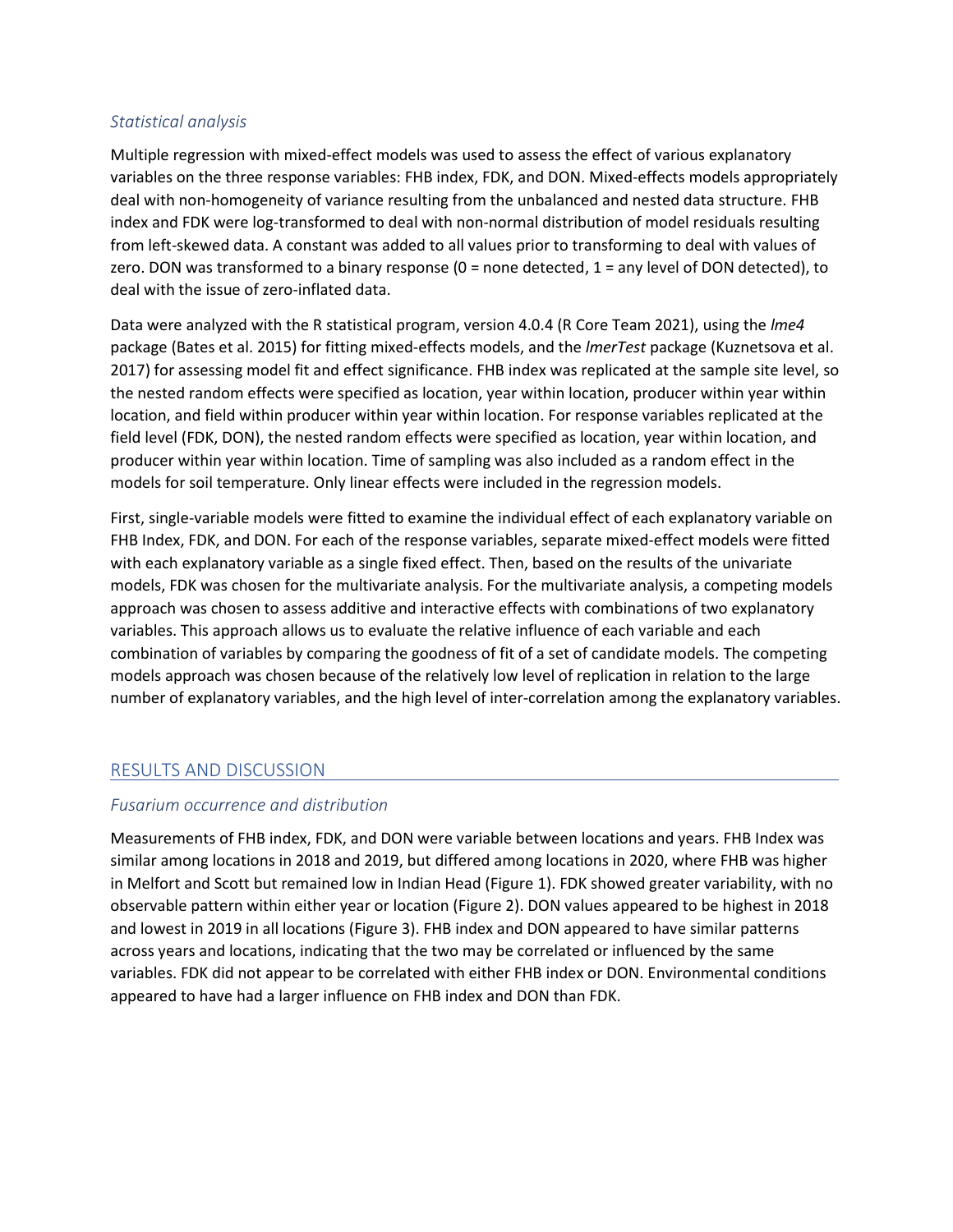### *Statistical analysis*

Multiple regression with mixed-effect models was used to assess the effect of various explanatory variables on the three response variables: FHB index, FDK, and DON. Mixed-effects models appropriately deal with non-homogeneity of variance resulting from the unbalanced and nested data structure. FHB index and FDK were log-transformed to deal with non-normal distribution of model residuals resulting from left-skewed data. A constant was added to all values prior to transforming to deal with values of zero. DON was transformed to a binary response (0 = none detected, 1 = any level of DON detected), to deal with the issue of zero-inflated data.

Data were analyzed with the R statistical program, version 4.0.4 (R Core Team 2021), using the *lme4* package (Bates et al. 2015) for fitting mixed-effects models, and the *lmerTest* package (Kuznetsova et al. 2017) for assessing model fit and effect significance. FHB index was replicated at the sample site level, so the nested random effects were specified as location, year within location, producer within year within location, and field within producer within year within location. For response variables replicated at the field level (FDK, DON), the nested random effects were specified as location, year within location, and producer within year within location. Time of sampling was also included as a random effect in the models for soil temperature. Only linear effects were included in the regression models.

First, single-variable models were fitted to examine the individual effect of each explanatory variable on FHB Index, FDK, and DON. For each of the response variables, separate mixed-effect models were fitted with each explanatory variable as a single fixed effect. Then, based on the results of the univariate models, FDK was chosen for the multivariate analysis. For the multivariate analysis, a competing models approach was chosen to assess additive and interactive effects with combinations of two explanatory variables. This approach allows us to evaluate the relative influence of each variable and each combination of variables by comparing the goodness of fit of a set of candidate models. The competing models approach was chosen because of the relatively low level of replication in relation to the large number of explanatory variables, and the high level of inter-correlation among the explanatory variables.

## RESULTS AND DISCUSSION

### *Fusarium occurrence and distribution*

Measurements of FHB index, FDK, and DON were variable between locations and years. FHB Index was similar among locations in 2018 and 2019, but differed among locations in 2020, where FHB was higher in Melfort and Scott but remained low in Indian Head (Figure 1). FDK showed greater variability, with no observable pattern within either year or location (Figure 2). DON values appeared to be highest in 2018 and lowest in 2019 in all locations (Figure 3). FHB index and DON appeared to have similar patterns across years and locations, indicating that the two may be correlated or influenced by the same variables. FDK did not appear to be correlated with either FHB index or DON. Environmental conditions appeared to have had a larger influence on FHB index and DON than FDK.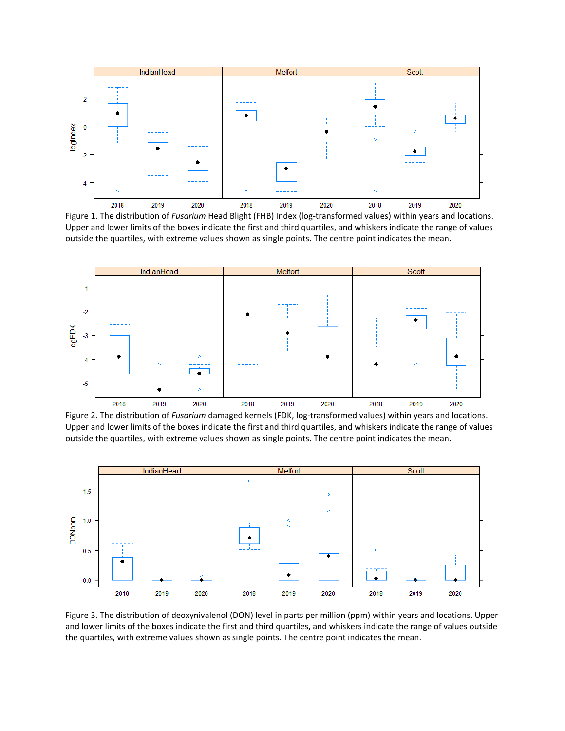Figure 1. The distribution of *Fusarium* Head Blight (FHB) Index (log-transformed values) within years and locations. Upper and lower limits of the boxes indicate the first and third quartiles, and whiskers indicate the range of values outside the quartiles, with extreme values shown as single points. The centre point indicates the mean.

Figure 2. The distribution of *Fusarium* damaged kernels (FDK, log-transformed values) within years and locations. Upper and lower limits of the boxes indicate the first and third quartiles, and whiskers indicate the range of values outside the quartiles, with extreme values shown as single points. The centre point indicates the mean.

Figure 3. The distribution of deoxynivalenol (DON) level in parts per million (ppm) within years and locations. Upper and lower limits of the boxes indicate the first and third quartiles, and whiskers indicate the range of values outside the quartiles, with extreme values shown as single points. The centre point indicates the mean.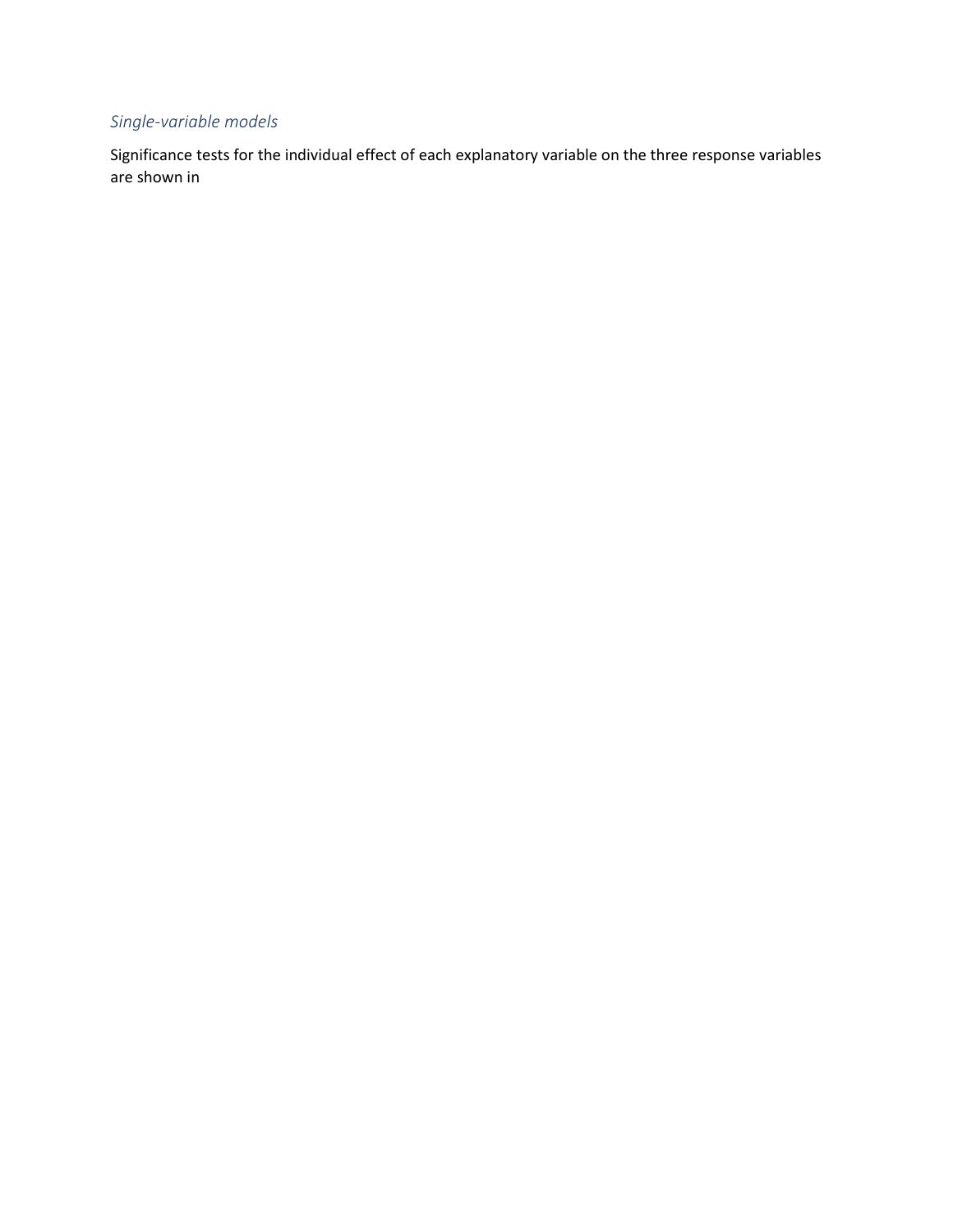### *Single-variable models*

Significance tests for the individual effect of each explanatory variable on the three response variables are shown in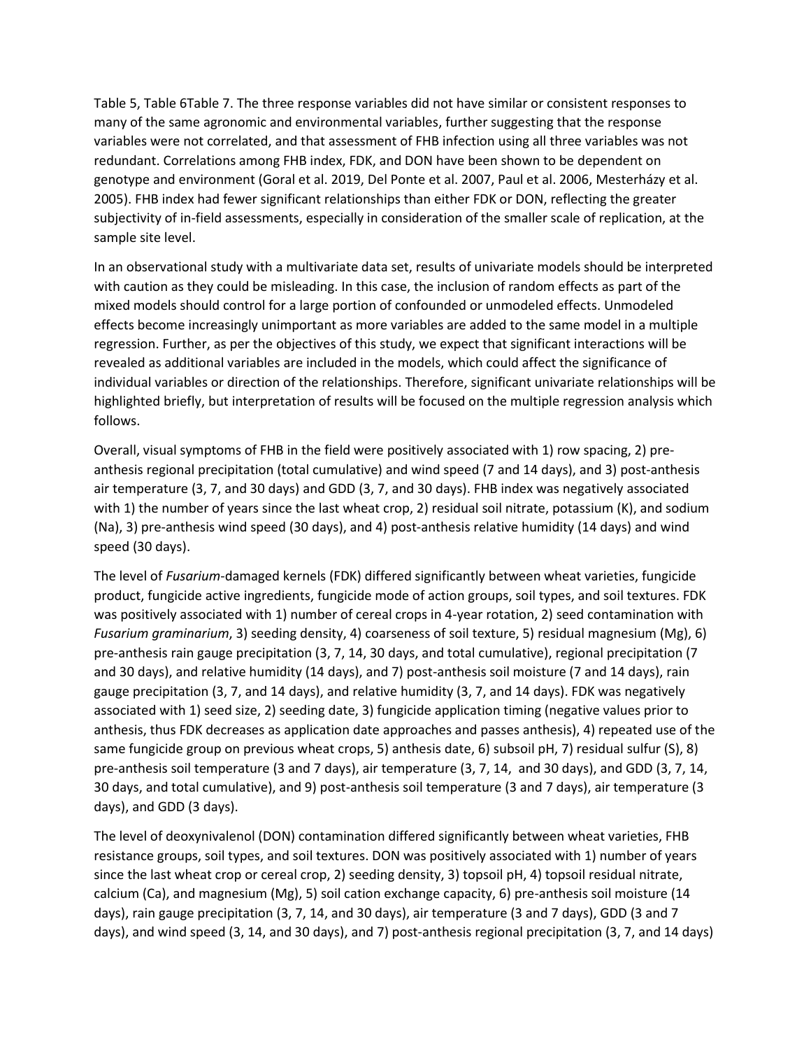Table 5, Table 6Table 7. The three response variables did not have similar or consistent responses to many of the same agronomic and environmental variables, further suggesting that the response variables were not correlated, and that assessment of FHB infection using all three variables was not redundant. Correlations among FHB index, FDK, and DON have been shown to be dependent on genotype and environment (Goral et al. 2019, Del Ponte et al. 2007, Paul et al. 2006, Mesterházy et al. 2005). FHB index had fewer significant relationships than either FDK or DON, reflecting the greater subjectivity of in-field assessments, especially in consideration of the smaller scale of replication, at the sample site level.

In an observational study with a multivariate data set, results of univariate models should be interpreted with caution as they could be misleading. In this case, the inclusion of random effects as part of the mixed models should control for a large portion of confounded or unmodeled effects. Unmodeled effects become increasingly unimportant as more variables are added to the same model in a multiple regression. Further, as per the objectives of this study, we expect that significant interactions will be revealed as additional variables are included in the models, which could affect the significance of individual variables or direction of the relationships. Therefore, significant univariate relationships will be highlighted briefly, but interpretation of results will be focused on the multiple regression analysis which follows.

Overall, visual symptoms of FHB in the field were positively associated with 1) row spacing, 2) pre-anthesis regional precipitation (total cumulative) and wind speed (7 and 14 days), and 3) post-anthesis air temperature (3, 7, and 30 days) and GDD (3, 7, and 30 days). FHB index was negatively associated with 1) the number of years since the last wheat crop, 2) residual soil nitrate, potassium (K), and sodium (Na), 3) pre-anthesis wind speed (30 days), and 4) post-anthesis relative humidity (14 days) and wind speed (30 days).

The level of *Fusarium*-damaged kernels (FDK) differed significantly between wheat varieties, fungicide product, fungicide active ingredients, fungicide mode of action groups, soil types, and soil textures. FDK was positively associated with 1) number of cereal crops in 4-year rotation, 2) seed contamination with *Fusarium graminarium*, 3) seeding density, 4) coarseness of soil texture, 5) residual magnesium (Mg), 6) pre-anthesis rain gauge precipitation (3, 7, 14, 30 days, and total cumulative), regional precipitation (7 and 30 days), and relative humidity (14 days), and 7) post-anthesis soil moisture (7 and 14 days), rain gauge precipitation (3, 7, and 14 days), and relative humidity (3, 7, and 14 days). FDK was negatively associated with 1) seed size, 2) seeding date, 3) fungicide application timing (negative values prior to anthesis, thus FDK decreases as application date approaches and passes anthesis), 4) repeated use of the same fungicide group on previous wheat crops, 5) anthesis date, 6) subsoil pH, 7) residual sulfur (S), 8) pre-anthesis soil temperature (3 and 7 days), air temperature (3, 7, 14, and 30 days), and GDD (3, 7, 14, 30 days, and total cumulative), and 9) post-anthesis soil temperature (3 and 7 days), air temperature (3 days), and GDD (3 days).

The level of deoxynivalenol (DON) contamination differed significantly between wheat varieties, FHB resistance groups, soil types, and soil textures. DON was positively associated with 1) number of years since the last wheat crop or cereal crop, 2) seeding density, 3) topsoil pH, 4) topsoil residual nitrate, calcium (Ca), and magnesium (Mg), 5) soil cation exchange capacity, 6) pre-anthesis soil moisture (14 days), rain gauge precipitation (3, 7, 14, and 30 days), air temperature (3 and 7 days), GDD (3 and 7 days), and wind speed (3, 14, and 30 days), and 7) post-anthesis regional precipitation (3, 7, and 14 days)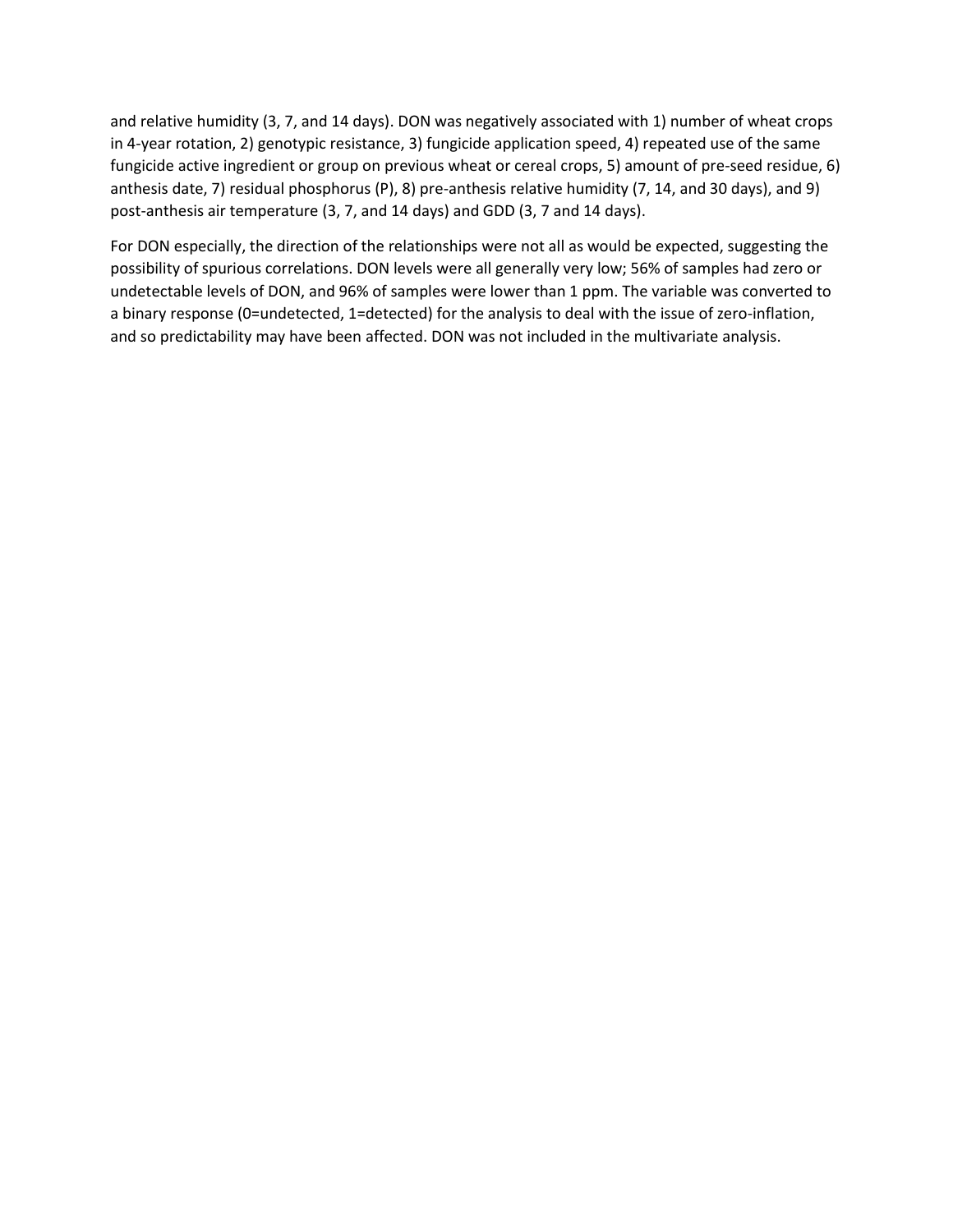and relative humidity (3, 7, and 14 days). DON was negatively associated with 1) number of wheat crops in 4-year rotation, 2) genotypic resistance, 3) fungicide application speed, 4) repeated use of the same fungicide active ingredient or group on previous wheat or cereal crops, 5) amount of pre-seed residue, 6) anthesis date, 7) residual phosphorus (P), 8) pre-anthesis relative humidity (7, 14, and 30 days), and 9) post-anthesis air temperature (3, 7, and 14 days) and GDD (3, 7 and 14 days).

For DON especially, the direction of the relationships were not all as would be expected, suggesting the possibility of spurious correlations. DON levels were all generally very low; 56% of samples had zero or undetectable levels of DON, and 96% of samples were lower than 1 ppm. The variable was converted to a binary response (0=undetected, 1=detected) for the analysis to deal with the issue of zero-inflation, and so predictability may have been affected. DON was not included in the multivariate analysis.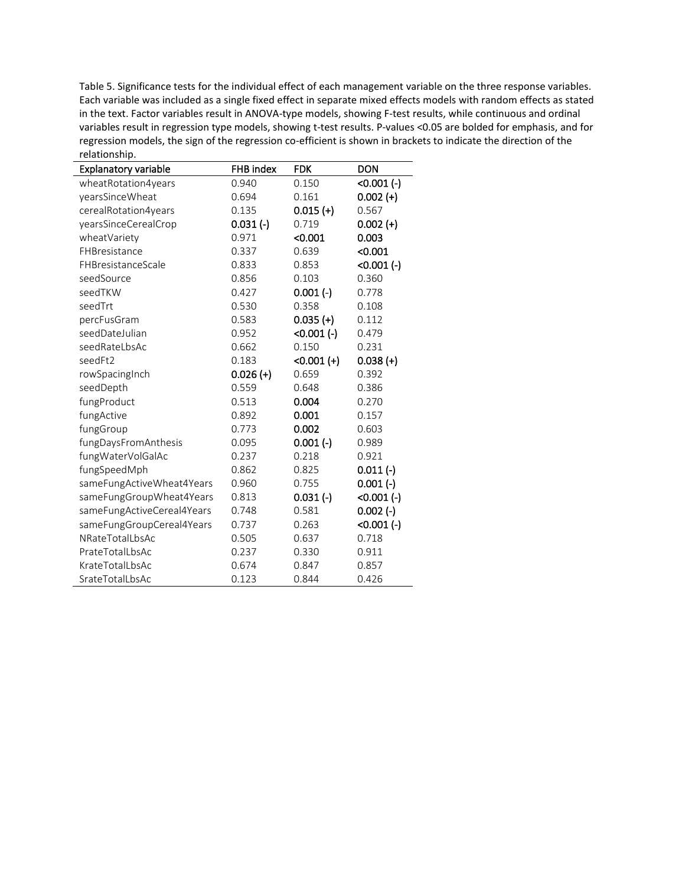Table 5. Significance tests for the individual effect of each management variable on the three response variables. Each variable was included as a single fixed effect in separate mixed effects models with random effects as stated in the text. Factor variables result in ANOVA-type models, showing F-test results, while continuous and ordinal variables result in regression type models, showing t-test results. P-values <0.05 are bolded for emphasis, and for regression models, the sign of the regression co-efficient is shown in brackets to indicate the direction of the relationship.

| Explanatory variable | FHB index | FDK | DON |
|---|---|---|---|
| wheatRotation4years | 0.940 | 0.150 | **<0.001 (-)** |
| yearsSinceWheat | 0.694 | 0.161 | **0.002 (+)** |
| cerealRotation4years | 0.135 | **0.015 (+)** | 0.567 |
| yearsSinceCerealCrop | **0.031 (-)** | 0.719 | **0.002 (+)** |
| wheatVariety | 0.971 | **<0.001** | **0.003** |
| FHBresistance | 0.337 | 0.639 | **<0.001** |
| FHBresistanceScale | 0.833 | 0.853 | **<0.001 (-)** |
| seedSource | 0.856 | 0.103 | 0.360 |
| seedTKW | 0.427 | **0.001 (-)** | 0.778 |
| seedTrt | 0.530 | 0.358 | 0.108 |
| percFusGram | 0.583 | **0.035 (+)** | 0.112 |
| seedDateJulian | 0.952 | **<0.001 (-)** | 0.479 |
| seedRateLbsAc | 0.662 | 0.150 | 0.231 |
| seedFt2 | 0.183 | **<0.001 (+)** | **0.038 (+)** |
| rowSpacingInch | **0.026 (+)** | 0.659 | 0.392 |
| seedDepth | 0.559 | 0.648 | 0.386 |
| fungProduct | 0.513 | **0.004** | 0.270 |
| fungActive | 0.892 | **0.001** | 0.157 |
| fungGroup | 0.773 | **0.002** | 0.603 |
| fungDaysFromAnthesis | 0.095 | **0.001 (-)** | 0.989 |
| fungWaterVolGalAc | 0.237 | 0.218 | 0.921 |
| fungSpeedMph | 0.862 | 0.825 | **0.011 (-)** |
| sameFungActiveWheat4Years | 0.960 | 0.755 | **0.001 (-)** |
| sameFungGroupWheat4Years | 0.813 | **0.031 (-)** | **<0.001 (-)** |
| sameFungActiveCereal4Years | 0.748 | 0.581 | **0.002 (-)** |
| sameFungGroupCereal4Years | 0.737 | 0.263 | **<0.001 (-)** |
| NRateTotalLbsAc | 0.505 | 0.637 | 0.718 |
| PrateTotalLbsAc | 0.237 | 0.330 | 0.911 |
| KrateTotalLbsAc | 0.674 | 0.847 | 0.857 |
| SrateTotalLbsAc | 0.123 | 0.844 | 0.426 |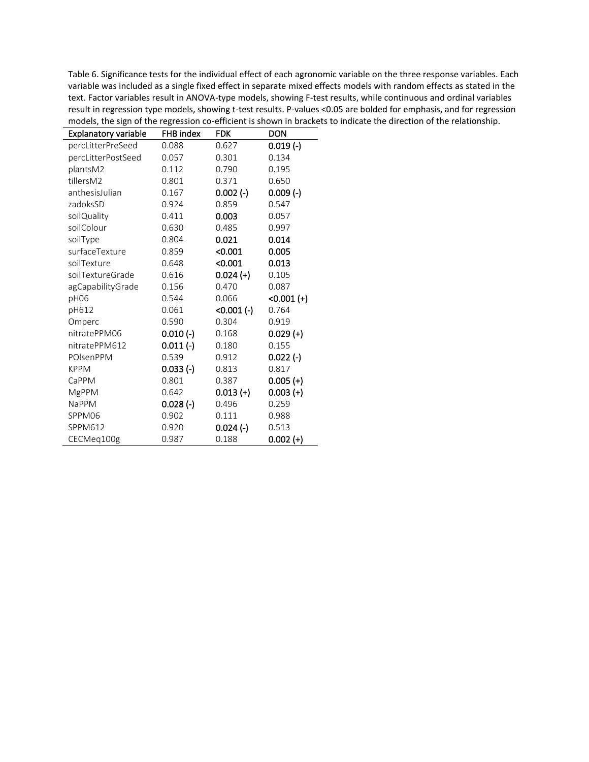Table 6. Significance tests for the individual effect of each agronomic variable on the three response variables. Each variable was included as a single fixed effect in separate mixed effects models with random effects as stated in the text. Factor variables result in ANOVA-type models, showing F-test results, while continuous and ordinal variables result in regression type models, showing t-test results. P-values <0.05 are bolded for emphasis, and for regression models, the sign of the regression co-efficient is shown in brackets to indicate the direction of the relationship.

| Explanatory variable | FHB index | FDK | DON |
|---|---|---|---|
| percLitterPreSeed | 0.088 | 0.627 | **0.019 (-)** |
| percLitterPostSeed | 0.057 | 0.301 | 0.134 |
| plantsM2 | 0.112 | 0.790 | 0.195 |
| tillersM2 | 0.801 | 0.371 | 0.650 |
| anthesisJulian | 0.167 | **0.002 (-)** | **0.009 (-)** |
| zadoksSD | 0.924 | 0.859 | 0.547 |
| soilQuality | 0.411 | **0.003** | 0.057 |
| soilColour | 0.630 | 0.485 | 0.997 |
| soilType | 0.804 | **0.021** | **0.014** |
| surfaceTexture | 0.859 | **<0.001** | **0.005** |
| soilTexture | 0.648 | **<0.001** | **0.013** |
| soilTextureGrade | 0.616 | **0.024 (+)** | 0.105 |
| agCapabilityGrade | 0.156 | 0.470 | 0.087 |
| pH06 | 0.544 | 0.066 | **<0.001 (+)** |
| pH612 | 0.061 | **<0.001 (-)** | 0.764 |
| Omperc | 0.590 | 0.304 | 0.919 |
| nitratePPM06 | **0.010 (-)** | 0.168 | **0.029 (+)** |
| nitratePPM612 | **0.011 (-)** | 0.180 | 0.155 |
| POlsenPPM | 0.539 | 0.912 | **0.022 (-)** |
| KPPM | **0.033 (-)** | 0.813 | 0.817 |
| CaPPM | 0.801 | 0.387 | **0.005 (+)** |
| MgPPM | 0.642 | **0.013 (+)** | **0.003 (+)** |
| NaPPM | **0.028 (-)** | 0.496 | 0.259 |
| SPPM06 | 0.902 | 0.111 | 0.988 |
| SPPM612 | 0.920 | **0.024 (-)** | 0.513 |
| CECMeq100g | 0.987 | 0.188 | **0.002 (+)** |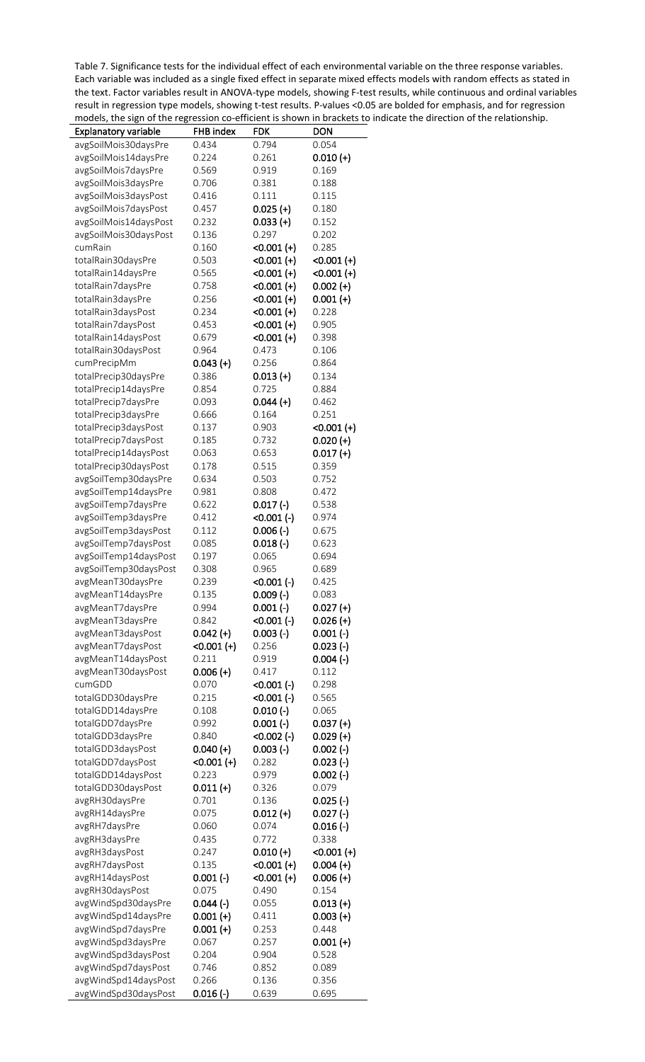Table 7. Significance tests for the individual effect of each environmental variable on the three response variables. Each variable was included as a single fixed effect in separate mixed effects models with random effects as stated in the text. Factor variables result in ANOVA-type models, showing F-test results, while continuous and ordinal variables result in regression type models, showing t-test results. P-values <0.05 are bolded for emphasis, and for regression models, the sign of the regression co-efficient is shown in brackets to indicate the direction of the relationship.

| Explanatory variable | FHB index | FDK | DON |
|---|---|---|---|
| avgSoilMois30daysPre | 0.434 | 0.794 | 0.054 |
| avgSoilMois14daysPre | 0.224 | 0.261 | **0.010 (+)** |
| avgSoilMois7daysPre | 0.569 | 0.919 | 0.169 |
| avgSoilMois3daysPre | 0.706 | 0.381 | 0.188 |
| avgSoilMois3daysPost | 0.416 | 0.111 | 0.115 |
| avgSoilMois7daysPost | 0.457 | **0.025 (+)** | 0.180 |
| avgSoilMois14daysPost | 0.232 | **0.033 (+)** | 0.152 |
| avgSoilMois30daysPost | 0.136 | 0.297 | 0.202 |
| cumRain | 0.160 | **<0.001 (+)** | 0.285 |
| totalRain30daysPre | 0.503 | **<0.001 (+)** | **<0.001 (+)** |
| totalRain14daysPre | 0.565 | **<0.001 (+)** | **<0.001 (+)** |
| totalRain7daysPre | 0.758 | **<0.001 (+)** | **0.002 (+)** |
| totalRain3daysPre | 0.256 | **<0.001 (+)** | **0.001 (+)** |
| totalRain3daysPost | 0.234 | **<0.001 (+)** | 0.228 |
| totalRain7daysPost | 0.453 | **<0.001 (+)** | 0.905 |
| totalRain14daysPost | 0.679 | **<0.001 (+)** | 0.398 |
| totalRain30daysPost | 0.964 | 0.473 | 0.106 |
| cumPrecipMm | **0.043 (+)** | 0.256 | 0.864 |
| totalPrecip30daysPre | 0.386 | **0.013 (+)** | 0.134 |
| totalPrecip14daysPre | 0.854 | 0.725 | 0.884 |
| totalPrecip7daysPre | 0.093 | **0.044 (+)** | 0.462 |
| totalPrecip3daysPre | 0.666 | 0.164 | 0.251 |
| totalPrecip3daysPost | 0.137 | 0.903 | **<0.001 (+)** |
| totalPrecip7daysPost | 0.185 | 0.732 | **0.020 (+)** |
| totalPrecip14daysPost | 0.063 | 0.653 | **0.017 (+)** |
| totalPrecip30daysPost | 0.178 | 0.515 | 0.359 |
| avgSoilTemp30daysPre | 0.634 | 0.503 | 0.752 |
| avgSoilTemp14daysPre | 0.981 | 0.808 | 0.472 |
| avgSoilTemp7daysPre | 0.622 | **0.017 (-)** | 0.538 |
| avgSoilTemp3daysPre | 0.412 | **<0.001 (-)** | 0.974 |
| avgSoilTemp3daysPost | 0.112 | **0.006 (-)** | 0.675 |
| avgSoilTemp7daysPost | 0.085 | **0.018 (-)** | 0.623 |
| avgSoilTemp14daysPost | 0.197 | 0.065 | 0.694 |
| avgSoilTemp30daysPost | 0.308 | 0.965 | 0.689 |
| avgMeanT30daysPre | 0.239 | **<0.001 (-)** | 0.425 |
| avgMeanT14daysPre | 0.135 | **0.009 (-)** | 0.083 |
| avgMeanT7daysPre | 0.994 | **0.001 (-)** | **0.027 (+)** |
| avgMeanT3daysPre | 0.842 | **<0.001 (-)** | **0.026 (+)** |
| avgMeanT3daysPost | **0.042 (+)** | **0.003 (-)** | **0.001 (-)** |
| avgMeanT7daysPost | **<0.001 (+)** | 0.256 | **0.023 (-)** |
| avgMeanT14daysPost | 0.211 | 0.919 | **0.004 (-)** |
| avgMeanT30daysPost | **0.006 (+)** | 0.417 | 0.112 |
| cumGDD | 0.070 | **<0.001 (-)** | 0.298 |
| totalGDD30daysPre | 0.215 | **<0.001 (-)** | 0.565 |
| totalGDD14daysPre | 0.108 | **0.010 (-)** | 0.065 |
| totalGDD7daysPre | 0.992 | **0.001 (-)** | **0.037 (+)** |
| totalGDD3daysPre | 0.840 | **<0.002 (-)** | **0.029 (+)** |
| totalGDD3daysPost | **0.040 (+)** | **0.003 (-)** | **0.002 (-)** |
| totalGDD7daysPost | **<0.001 (+)** | 0.282 | **0.023 (-)** |
| totalGDD14daysPost | 0.223 | 0.979 | **0.002 (-)** |
| totalGDD30daysPost | **0.011 (+)** | 0.326 | 0.079 |
| avgRH30daysPre | 0.701 | 0.136 | **0.025 (-)** |
| avgRH14daysPre | 0.075 | **0.012 (+)** | **0.027 (-)** |
| avgRH7daysPre | 0.060 | 0.074 | **0.016 (-)** |
| avgRH3daysPre | 0.435 | 0.772 | 0.338 |
| avgRH3daysPost | 0.247 | **0.010 (+)** | **<0.001 (+)** |
| avgRH7daysPost | 0.135 | **<0.001 (+)** | **0.004 (+)** |
| avgRH14daysPost | **0.001 (-)** | **<0.001 (+)** | **0.006 (+)** |
| avgRH30daysPost | 0.075 | 0.490 | 0.154 |
| avgWindSpd30daysPre | **0.044 (-)** | 0.055 | **0.013 (+)** |
| avgWindSpd14daysPre | **0.001 (+)** | 0.411 | **0.003 (+)** |
| avgWindSpd7daysPre | **0.001 (+)** | 0.253 | 0.448 |
| avgWindSpd3daysPre | 0.067 | 0.257 | **0.001 (+)** |
| avgWindSpd3daysPost | 0.204 | 0.904 | 0.528 |
| avgWindSpd7daysPost | 0.746 | 0.852 | 0.089 |
| avgWindSpd14daysPost | 0.266 | 0.136 | 0.356 |
| avgWindSpd30daysPost | **0.016 (-)** | 0.639 | 0.695 |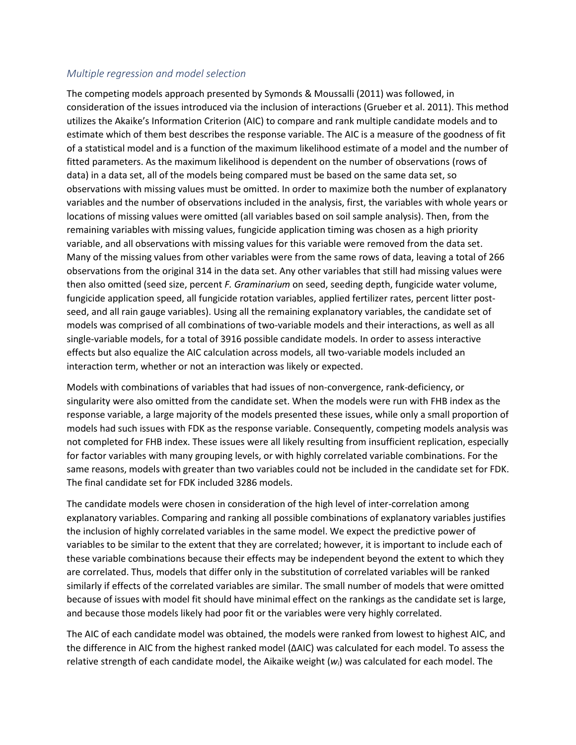### *Multiple regression and model selection*

The competing models approach presented by Symonds & Moussalli (2011) was followed, in consideration of the issues introduced via the inclusion of interactions (Grueber et al. 2011). This method utilizes the Akaike's Information Criterion (AIC) to compare and rank multiple candidate models and to estimate which of them best describes the response variable. The AIC is a measure of the goodness of fit of a statistical model and is a function of the maximum likelihood estimate of a model and the number of fitted parameters. As the maximum likelihood is dependent on the number of observations (rows of data) in a data set, all of the models being compared must be based on the same data set, so observations with missing values must be omitted. In order to maximize both the number of explanatory variables and the number of observations included in the analysis, first, the variables with whole years or locations of missing values were omitted (all variables based on soil sample analysis). Then, from the remaining variables with missing values, fungicide application timing was chosen as a high priority variable, and all observations with missing values for this variable were removed from the data set. Many of the missing values from other variables were from the same rows of data, leaving a total of 266 observations from the original 314 in the data set. Any other variables that still had missing values were then also omitted (seed size, percent *F. Graminarium* on seed, seeding depth, fungicide water volume, fungicide application speed, all fungicide rotation variables, applied fertilizer rates, percent litter post-seed, and all rain gauge variables). Using all the remaining explanatory variables, the candidate set of models was comprised of all combinations of two-variable models and their interactions, as well as all single-variable models, for a total of 3916 possible candidate models. In order to assess interactive effects but also equalize the AIC calculation across models, all two-variable models included an interaction term, whether or not an interaction was likely or expected.

Models with combinations of variables that had issues of non-convergence, rank-deficiency, or singularity were also omitted from the candidate set. When the models were run with FHB index as the response variable, a large majority of the models presented these issues, while only a small proportion of models had such issues with FDK as the response variable. Consequently, competing models analysis was not completed for FHB index. These issues were all likely resulting from insufficient replication, especially for factor variables with many grouping levels, or with highly correlated variable combinations. For the same reasons, models with greater than two variables could not be included in the candidate set for FDK. The final candidate set for FDK included 3286 models.

The candidate models were chosen in consideration of the high level of inter-correlation among explanatory variables. Comparing and ranking all possible combinations of explanatory variables justifies the inclusion of highly correlated variables in the same model. We expect the predictive power of variables to be similar to the extent that they are correlated; however, it is important to include each of these variable combinations because their effects may be independent beyond the extent to which they are correlated. Thus, models that differ only in the substitution of correlated variables will be ranked similarly if effects of the correlated variables are similar. The small number of models that were omitted because of issues with model fit should have minimal effect on the rankings as the candidate set is large, and because those models likely had poor fit or the variables were very highly correlated.

The AIC of each candidate model was obtained, the models were ranked from lowest to highest AIC, and the difference in AIC from the highest ranked model (ΔAIC) was calculated for each model. To assess the relative strength of each candidate model, the Aikaike weight ($w_i$) was calculated for each model. The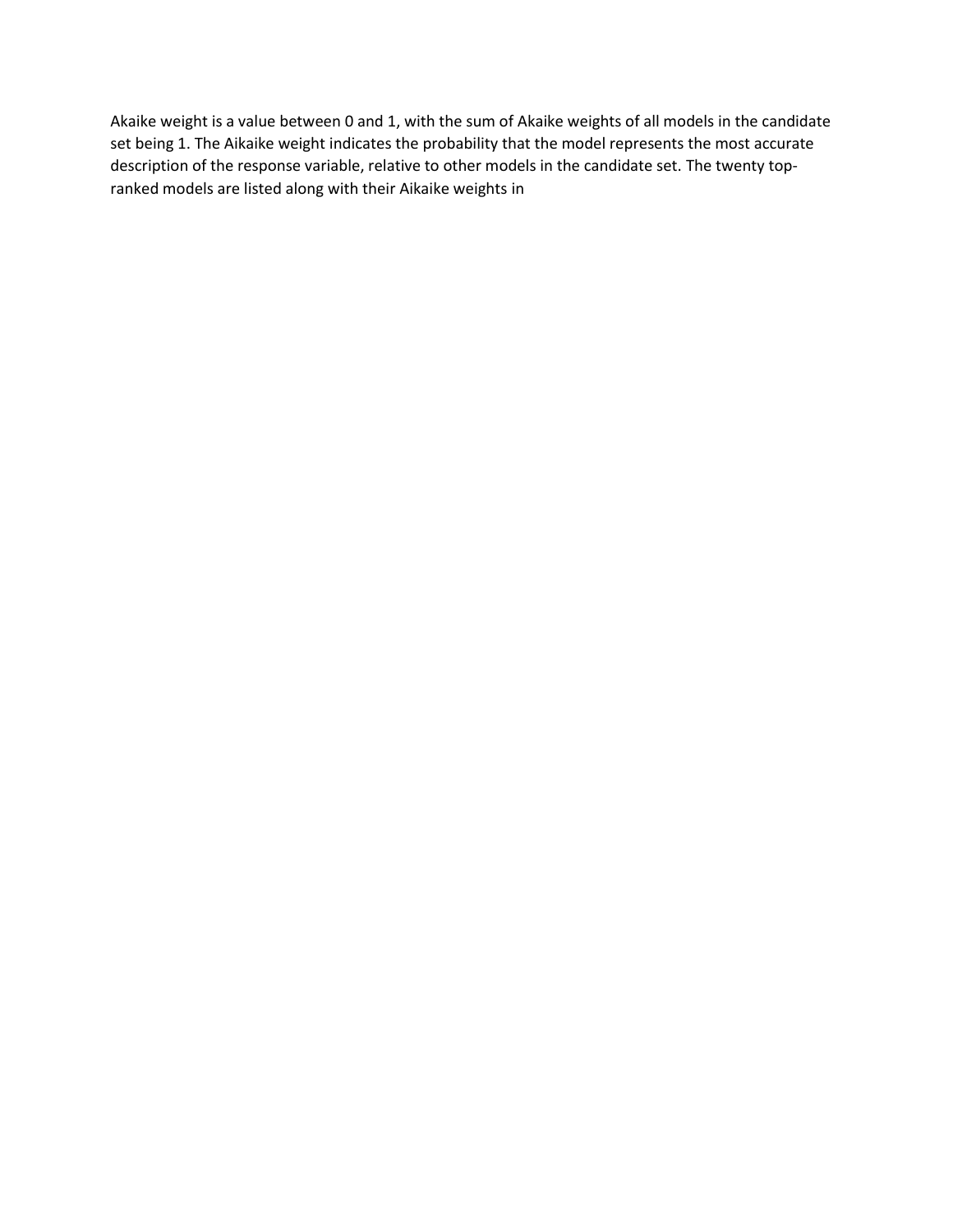Akaike weight is a value between 0 and 1, with the sum of Akaike weights of all models in the candidate set being 1. The Aikaike weight indicates the probability that the model represents the most accurate description of the response variable, relative to other models in the candidate set. The twenty top-ranked models are listed along with their Aikaike weights in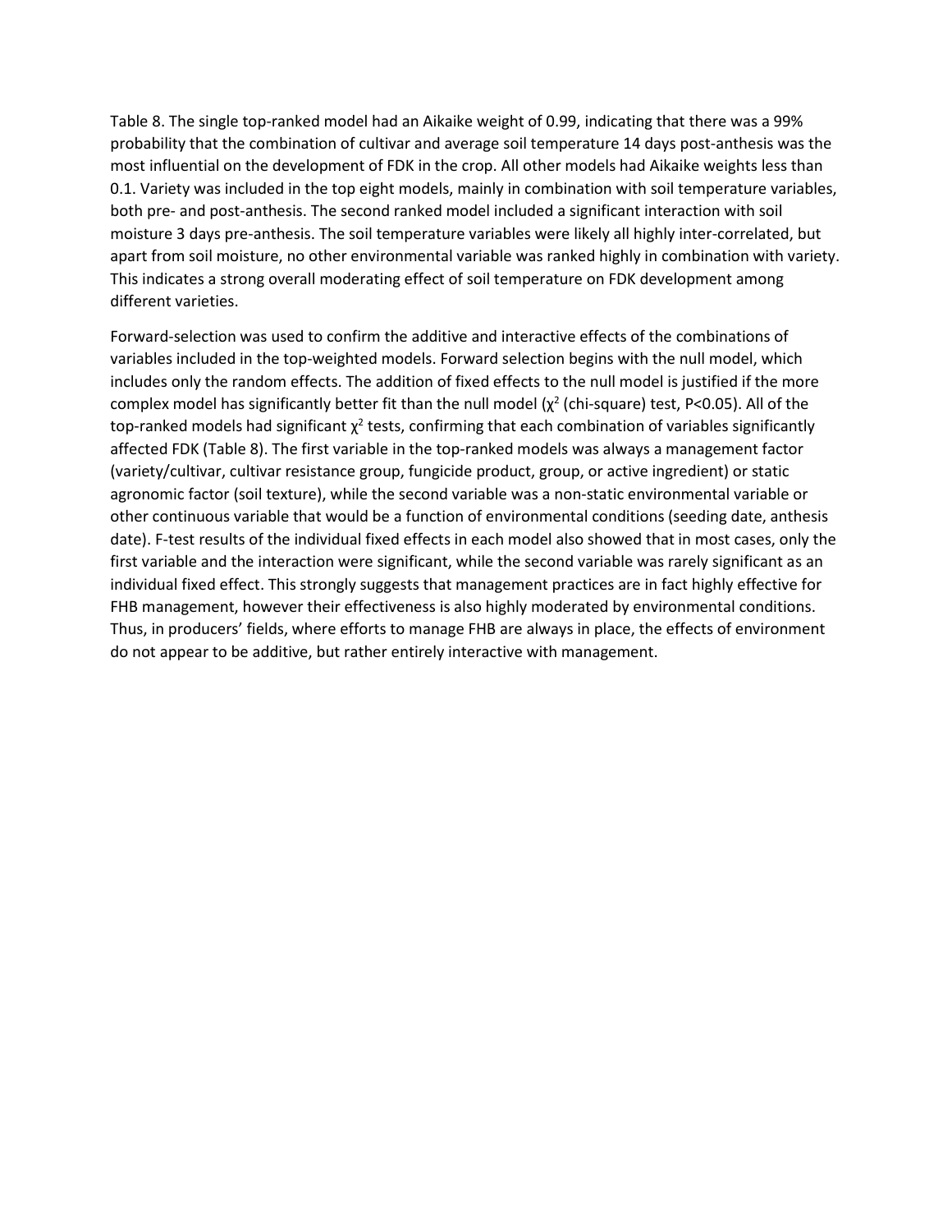Table 8. The single top-ranked model had an Aikaike weight of 0.99, indicating that there was a 99% probability that the combination of cultivar and average soil temperature 14 days post-anthesis was the most influential on the development of FDK in the crop. All other models had Aikaike weights less than 0.1. Variety was included in the top eight models, mainly in combination with soil temperature variables, both pre- and post-anthesis. The second ranked model included a significant interaction with soil moisture 3 days pre-anthesis. The soil temperature variables were likely all highly inter-correlated, but apart from soil moisture, no other environmental variable was ranked highly in combination with variety. This indicates a strong overall moderating effect of soil temperature on FDK development among different varieties.

Forward-selection was used to confirm the additive and interactive effects of the combinations of variables included in the top-weighted models. Forward selection begins with the null model, which includes only the random effects. The addition of fixed effects to the null model is justified if the more complex model has significantly better fit than the null model ($\chi^2$ (chi-square) test, $P<0.05$). All of the top-ranked models had significant $\chi^2$ tests, confirming that each combination of variables significantly affected FDK (Table 8). The first variable in the top-ranked models was always a management factor (variety/cultivar, cultivar resistance group, fungicide product, group, or active ingredient) or static agronomic factor (soil texture), while the second variable was a non-static environmental variable or other continuous variable that would be a function of environmental conditions (seeding date, anthesis date). F-test results of the individual fixed effects in each model also showed that in most cases, only the first variable and the interaction were significant, while the second variable was rarely significant as an individual fixed effect. This strongly suggests that management practices are in fact highly effective for FHB management, however their effectiveness is also highly moderated by environmental conditions. Thus, in producers' fields, where efforts to manage FHB are always in place, the effects of environment do not appear to be additive, but rather entirely interactive with management.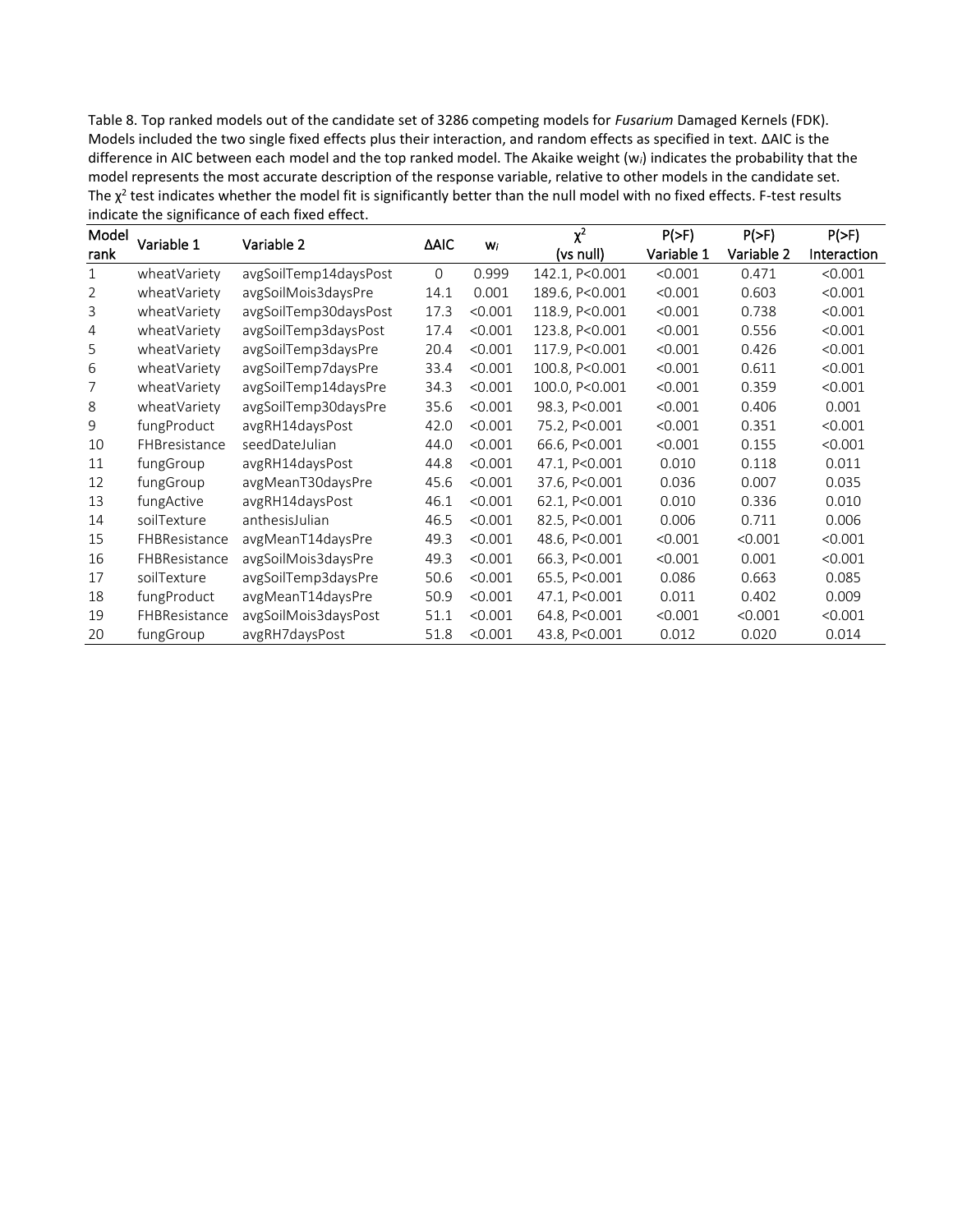Table 8. Top ranked models out of the candidate set of 3286 competing models for *Fusarium* Damaged Kernels (FDK). Models included the two single fixed effects plus their interaction, and random effects as specified in text. ΔAIC is the difference in AIC between each model and the top ranked model. The Akaike weight ($w_i$) indicates the probability that the model represents the most accurate description of the response variable, relative to other models in the candidate set. The $\chi^2$ test indicates whether the model fit is significantly better than the null model with no fixed effects. F-test results indicate the significance of each fixed effect.

| Model rank | Variable 1 | Variable 2 | ΔAIC | $w_i$ | $\chi^2$ (vs null) | P(>F) Variable 1 | P(>F) Variable 2 | P(>F) Interaction |
|---|---|---|---|---|---|---|---|---|
| 1 | wheatVariety | avgSoilTemp14daysPost | 0 | 0.999 | 142.1, P<0.001 | <0.001 | 0.471 | <0.001 |
| 2 | wheatVariety | avgSoilMois3daysPre | 14.1 | 0.001 | 189.6, P<0.001 | <0.001 | 0.603 | <0.001 |
| 3 | wheatVariety | avgSoilTemp30daysPost | 17.3 | <0.001 | 118.9, P<0.001 | <0.001 | 0.738 | <0.001 |
| 4 | wheatVariety | avgSoilTemp3daysPost | 17.4 | <0.001 | 123.8, P<0.001 | <0.001 | 0.556 | <0.001 |
| 5 | wheatVariety | avgSoilTemp3daysPre | 20.4 | <0.001 | 117.9, P<0.001 | <0.001 | 0.426 | <0.001 |
| 6 | wheatVariety | avgSoilTemp7daysPre | 33.4 | <0.001 | 100.8, P<0.001 | <0.001 | 0.611 | <0.001 |
| 7 | wheatVariety | avgSoilTemp14daysPre | 34.3 | <0.001 | 100.0, P<0.001 | <0.001 | 0.359 | <0.001 |
| 8 | wheatVariety | avgSoilTemp30daysPre | 35.6 | <0.001 | 98.3, P<0.001 | <0.001 | 0.406 | 0.001 |
| 9 | fungProduct | avgRH14daysPost | 42.0 | <0.001 | 75.2, P<0.001 | <0.001 | 0.351 | <0.001 |
| 10 | FHBresistance | seedDateJulian | 44.0 | <0.001 | 66.6, P<0.001 | <0.001 | 0.155 | <0.001 |
| 11 | fungGroup | avgRH14daysPost | 44.8 | <0.001 | 47.1, P<0.001 | 0.010 | 0.118 | 0.011 |
| 12 | fungGroup | avgMeanT30daysPre | 45.6 | <0.001 | 37.6, P<0.001 | 0.036 | 0.007 | 0.035 |
| 13 | fungActive | avgRH14daysPost | 46.1 | <0.001 | 62.1, P<0.001 | 0.010 | 0.336 | 0.010 |
| 14 | soilTexture | anthesisJulian | 46.5 | <0.001 | 82.5, P<0.001 | 0.006 | 0.711 | 0.006 |
| 15 | FHBResistance | avgMeanT14daysPre | 49.3 | <0.001 | 48.6, P<0.001 | <0.001 | <0.001 | <0.001 |
| 16 | FHBResistance | avgSoilMois3daysPre | 49.3 | <0.001 | 66.3, P<0.001 | <0.001 | 0.001 | <0.001 |
| 17 | soilTexture | avgSoilTemp3daysPre | 50.6 | <0.001 | 65.5, P<0.001 | 0.086 | 0.663 | 0.085 |
| 18 | fungProduct | avgMeanT14daysPre | 50.9 | <0.001 | 47.1, P<0.001 | 0.011 | 0.402 | 0.009 |
| 19 | FHBResistance | avgSoilMois3daysPost | 51.1 | <0.001 | 64.8, P<0.001 | <0.001 | <0.001 | <0.001 |
| 20 | fungGroup | avgRH7daysPost | 51.8 | <0.001 | 43.8, P<0.001 | 0.012 | 0.020 | 0.014 |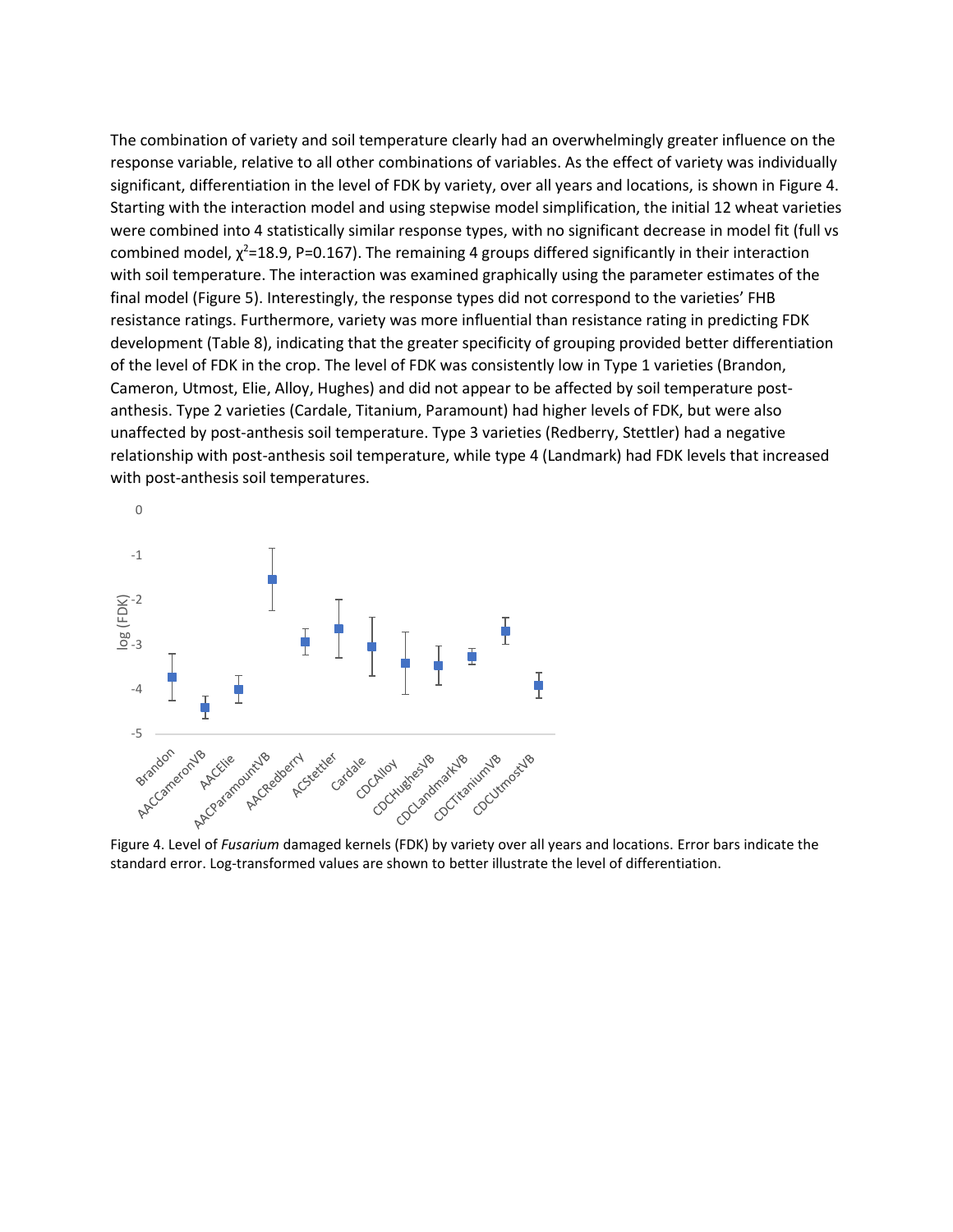The combination of variety and soil temperature clearly had an overwhelmingly greater influence on the response variable, relative to all other combinations of variables. As the effect of variety was individually significant, differentiation in the level of FDK by variety, over all years and locations, is shown in Figure 4. Starting with the interaction model and using stepwise model simplification, the initial 12 wheat varieties were combined into 4 statistically similar response types, with no significant decrease in model fit (full vs combined model, $\chi^2$=18.9, P=0.167). The remaining 4 groups differed significantly in their interaction with soil temperature. The interaction was examined graphically using the parameter estimates of the final model (Figure 5). Interestingly, the response types did not correspond to the varieties' FHB resistance ratings. Furthermore, variety was more influential than resistance rating in predicting FDK development (Table 8), indicating that the greater specificity of grouping provided better differentiation of the level of FDK in the crop. The level of FDK was consistently low in Type 1 varieties (Brandon, Cameron, Utmost, Elie, Alloy, Hughes) and did not appear to be affected by soil temperature post-anthesis. Type 2 varieties (Cardale, Titanium, Paramount) had higher levels of FDK, but were also unaffected by post-anthesis soil temperature. Type 3 varieties (Redberry, Stettler) had a negative relationship with post-anthesis soil temperature, while type 4 (Landmark) had FDK levels that increased with post-anthesis soil temperatures.

Figure 4. Level of *Fusarium* damaged kernels (FDK) by variety over all years and locations. Error bars indicate the standard error. Log-transformed values are shown to better illustrate the level of differentiation.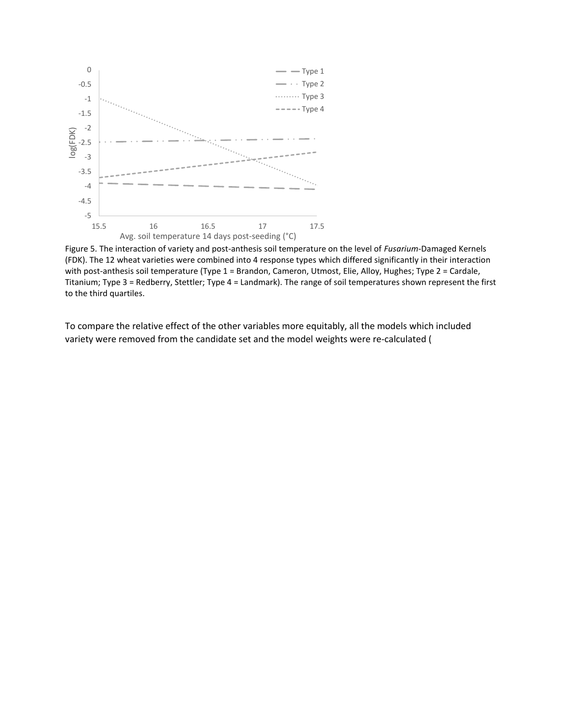Figure 5. The interaction of variety and post-anthesis soil temperature on the level of *Fusarium*-Damaged Kernels (FDK). The 12 wheat varieties were combined into 4 response types which differed significantly in their interaction with post-anthesis soil temperature (Type 1 = Brandon, Cameron, Utmost, Elie, Alloy, Hughes; Type 2 = Cardale, Titanium; Type 3 = Redberry, Stettler; Type 4 = Landmark). The range of soil temperatures shown represent the first to the third quartiles.

To compare the relative effect of the other variables more equitably, all the models which included variety were removed from the candidate set and the model weights were re-calculated (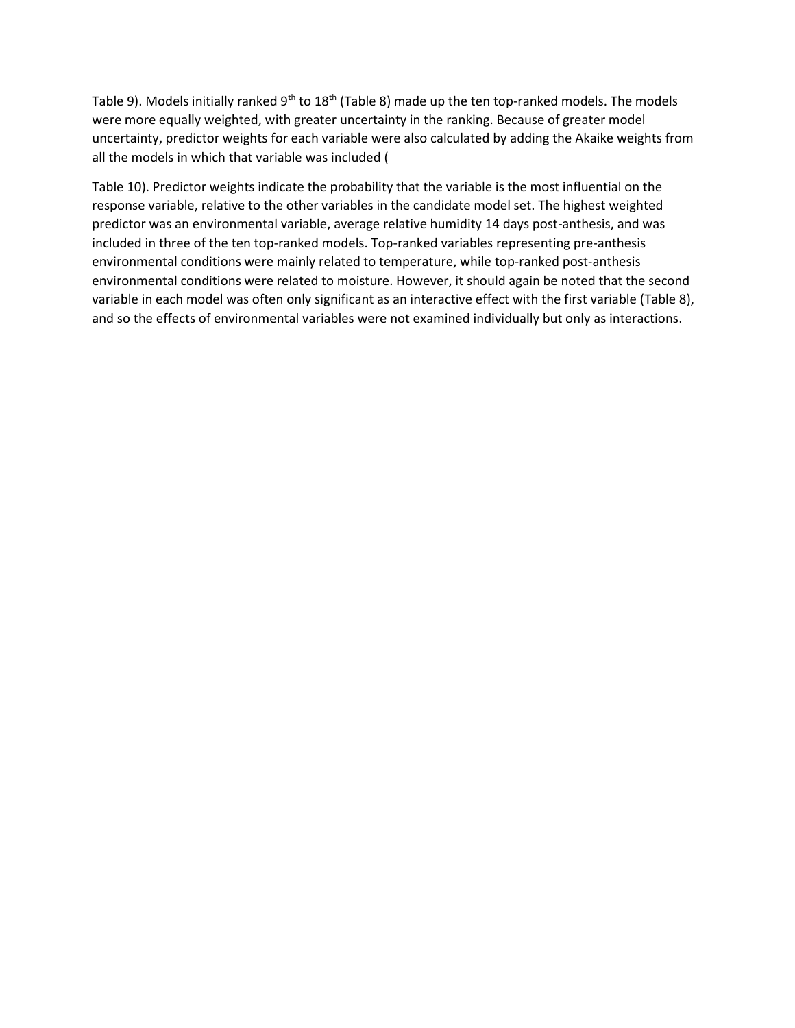Table 9). Models initially ranked 9th to 18th (Table 8) made up the ten top-ranked models. The models were more equally weighted, with greater uncertainty in the ranking. Because of greater model uncertainty, predictor weights for each variable were also calculated by adding the Akaike weights from all the models in which that variable was included (

Table 10). Predictor weights indicate the probability that the variable is the most influential on the response variable, relative to the other variables in the candidate model set. The highest weighted predictor was an environmental variable, average relative humidity 14 days post-anthesis, and was included in three of the ten top-ranked models. Top-ranked variables representing pre-anthesis environmental conditions were mainly related to temperature, while top-ranked post-anthesis environmental conditions were related to moisture. However, it should again be noted that the second variable in each model was often only significant as an interactive effect with the first variable (Table 8), and so the effects of environmental variables were not examined individually but only as interactions.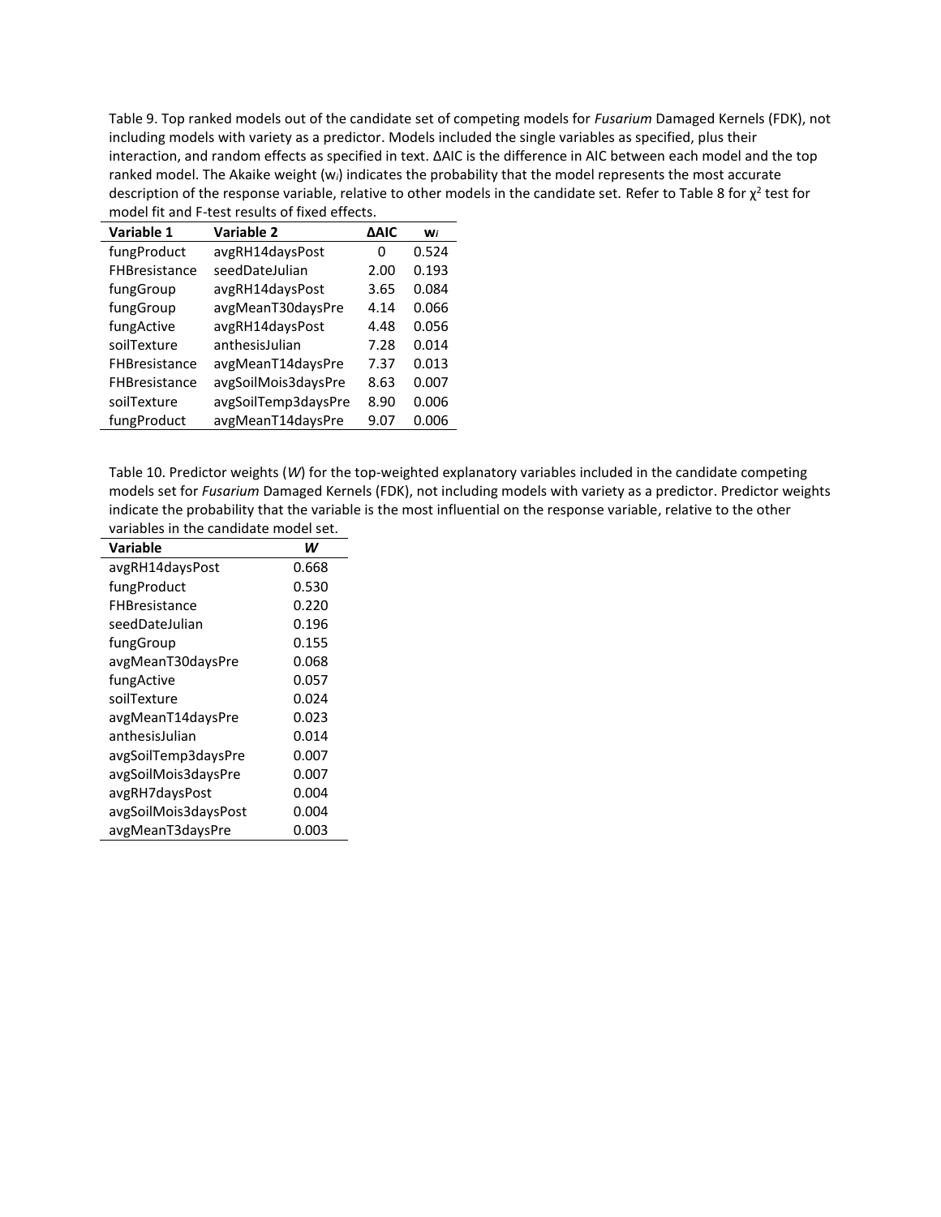Table 9. Top ranked models out of the candidate set of competing models for *Fusarium* Damaged Kernels (FDK), not including models with variety as a predictor. Models included the single variables as specified, plus their interaction, and random effects as specified in text. ΔAIC is the difference in AIC between each model and the top ranked model. The Akaike weight ($w_i$) indicates the probability that the model represents the most accurate description of the response variable, relative to other models in the candidate set. Refer to Table 8 for $\chi^2$ test for model fit and F-test results of fixed effects.

| Variable 1 | Variable 2 | ΔAIC | $w_i$ |
|---|---|---|---|
| fungProduct | avgRH14daysPost | 0 | 0.524 |
| FHBresistance | seedDateJulian | 2.00 | 0.193 |
| fungGroup | avgRH14daysPost | 3.65 | 0.084 |
| fungGroup | avgMeanT30daysPre | 4.14 | 0.066 |
| fungActive | avgRH14daysPost | 4.48 | 0.056 |
| soilTexture | anthesisJulian | 7.28 | 0.014 |
| FHBresistance | avgMeanT14daysPre | 7.37 | 0.013 |
| FHBresistance | avgSoilMois3daysPre | 8.63 | 0.007 |
| soilTexture | avgSoilTemp3daysPre | 8.90 | 0.006 |
| fungProduct | avgMeanT14daysPre | 9.07 | 0.006 |

Table 10. Predictor weights (*W*) for the top-weighted explanatory variables included in the candidate competing models set for *Fusarium* Damaged Kernels (FDK), not including models with variety as a predictor. Predictor weights indicate the probability that the variable is the most influential on the response variable, relative to the other variables in the candidate model set.

| Variable | *W* |
|---|---|
| avgRH14daysPost | 0.668 |
| fungProduct | 0.530 |
| FHBresistance | 0.220 |
| seedDateJulian | 0.196 |
| fungGroup | 0.155 |
| avgMeanT30daysPre | 0.068 |
| fungActive | 0.057 |
| soilTexture | 0.024 |
| avgMeanT14daysPre | 0.023 |
| anthesisJulian | 0.014 |
| avgSoilTemp3daysPre | 0.007 |
| avgSoilMois3daysPre | 0.007 |
| avgRH7daysPost | 0.004 |
| avgSoilMois3daysPost | 0.004 |
| avgMeanT3daysPre | 0.003 |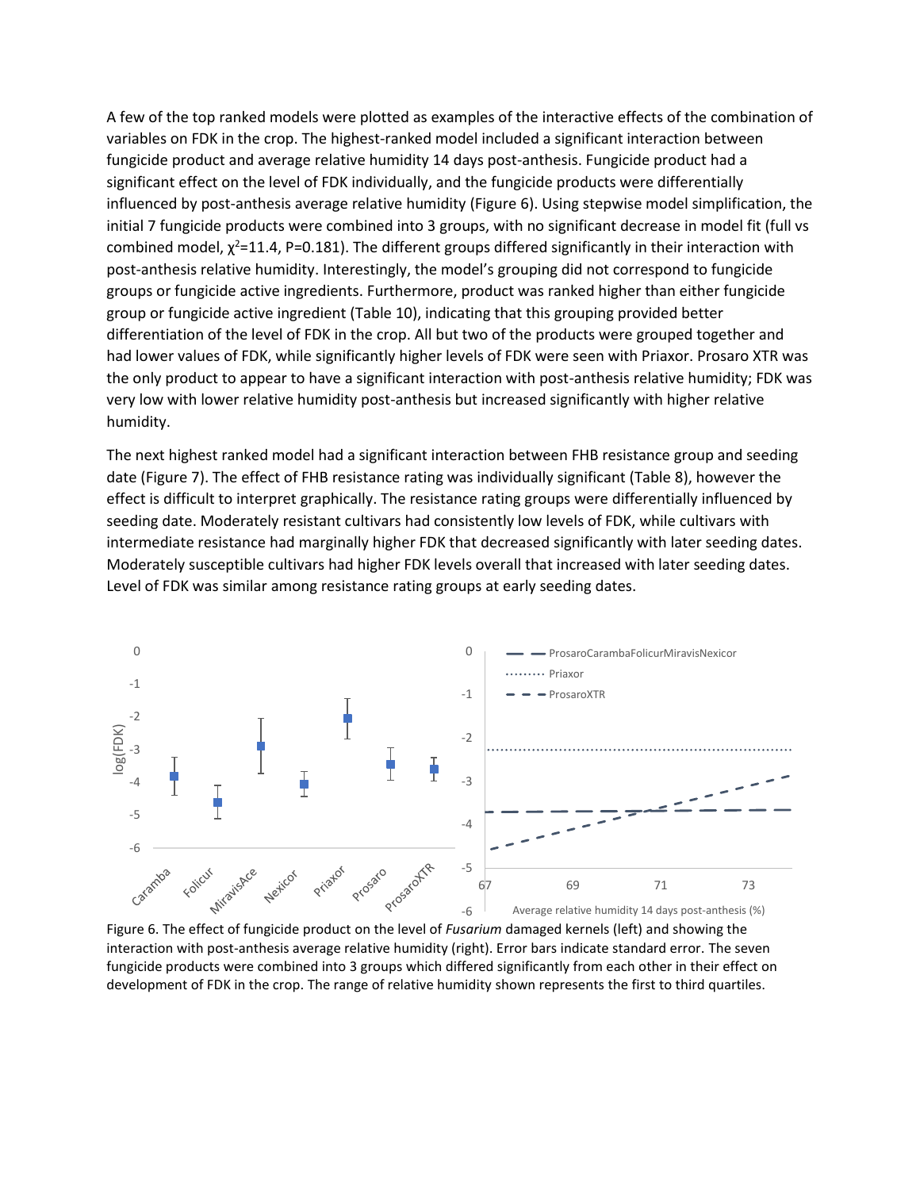A few of the top ranked models were plotted as examples of the interactive effects of the combination of variables on FDK in the crop. The highest-ranked model included a significant interaction between fungicide product and average relative humidity 14 days post-anthesis. Fungicide product had a significant effect on the level of FDK individually, and the fungicide products were differentially influenced by post-anthesis average relative humidity (Figure 6). Using stepwise model simplification, the initial 7 fungicide products were combined into 3 groups, with no significant decrease in model fit (full vs combined model, $\chi^2$=11.4, P=0.181). The different groups differed significantly in their interaction with post-anthesis relative humidity. Interestingly, the model's grouping did not correspond to fungicide groups or fungicide active ingredients. Furthermore, product was ranked higher than either fungicide group or fungicide active ingredient (Table 10), indicating that this grouping provided better differentiation of the level of FDK in the crop. All but two of the products were grouped together and had lower values of FDK, while significantly higher levels of FDK were seen with Priaxor. Prosaro XTR was the only product to appear to have a significant interaction with post-anthesis relative humidity; FDK was very low with lower relative humidity post-anthesis but increased significantly with higher relative humidity.

The next highest ranked model had a significant interaction between FHB resistance group and seeding date (Figure 7). The effect of FHB resistance rating was individually significant (Table 8), however the effect is difficult to interpret graphically. The resistance rating groups were differentially influenced by seeding date. Moderately resistant cultivars had consistently low levels of FDK, while cultivars with intermediate resistance had marginally higher FDK that decreased significantly with later seeding dates. Moderately susceptible cultivars had higher FDK levels overall that increased with later seeding dates. Level of FDK was similar among resistance rating groups at early seeding dates.

Figure 6. The effect of fungicide product on the level of *Fusarium* damaged kernels (left) and showing the interaction with post-anthesis average relative humidity (right). Error bars indicate standard error. The seven fungicide products were combined into 3 groups which differed significantly from each other in their effect on development of FDK in the crop. The range of relative humidity shown represents the first to third quartiles.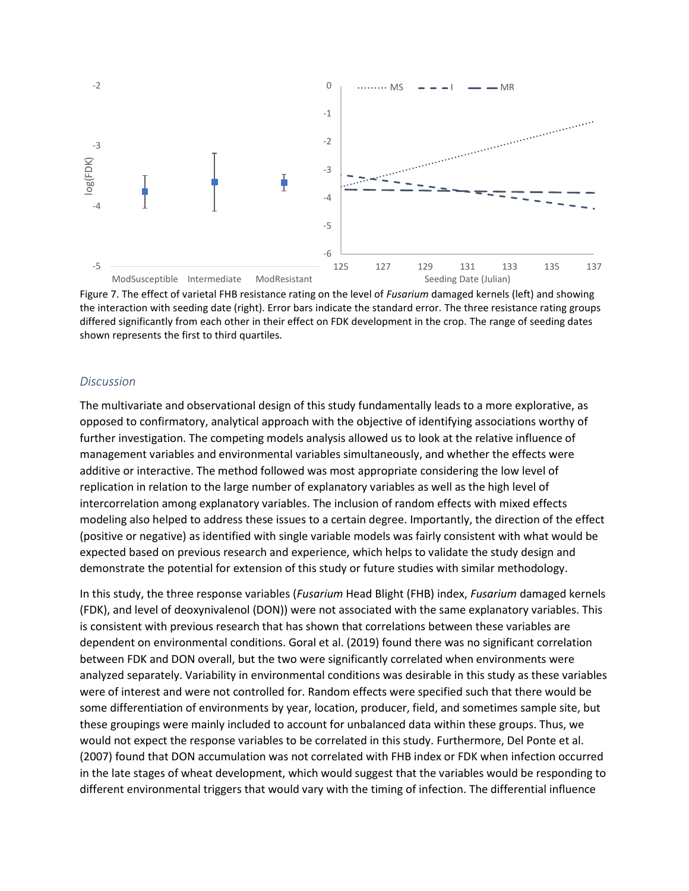Figure 7. The effect of varietal FHB resistance rating on the level of *Fusarium* damaged kernels (left) and showing the interaction with seeding date (right). Error bars indicate the standard error. The three resistance rating groups differed significantly from each other in their effect on FDK development in the crop. The range of seeding dates shown represents the first to third quartiles.

### *Discussion*

The multivariate and observational design of this study fundamentally leads to a more explorative, as opposed to confirmatory, analytical approach with the objective of identifying associations worthy of further investigation. The competing models analysis allowed us to look at the relative influence of management variables and environmental variables simultaneously, and whether the effects were additive or interactive. The method followed was most appropriate considering the low level of replication in relation to the large number of explanatory variables as well as the high level of intercorrelation among explanatory variables. The inclusion of random effects with mixed effects modeling also helped to address these issues to a certain degree. Importantly, the direction of the effect (positive or negative) as identified with single variable models was fairly consistent with what would be expected based on previous research and experience, which helps to validate the study design and demonstrate the potential for extension of this study or future studies with similar methodology.

In this study, the three response variables (*Fusarium* Head Blight (FHB) index, *Fusarium* damaged kernels (FDK), and level of deoxynivalenol (DON)) were not associated with the same explanatory variables. This is consistent with previous research that has shown that correlations between these variables are dependent on environmental conditions. Goral et al. (2019) found there was no significant correlation between FDK and DON overall, but the two were significantly correlated when environments were analyzed separately. Variability in environmental conditions was desirable in this study as these variables were of interest and were not controlled for. Random effects were specified such that there would be some differentiation of environments by year, location, producer, field, and sometimes sample site, but these groupings were mainly included to account for unbalanced data within these groups. Thus, we would not expect the response variables to be correlated in this study. Furthermore, Del Ponte et al. (2007) found that DON accumulation was not correlated with FHB index or FDK when infection occurred in the late stages of wheat development, which would suggest that the variables would be responding to different environmental triggers that would vary with the timing of infection. The differential influence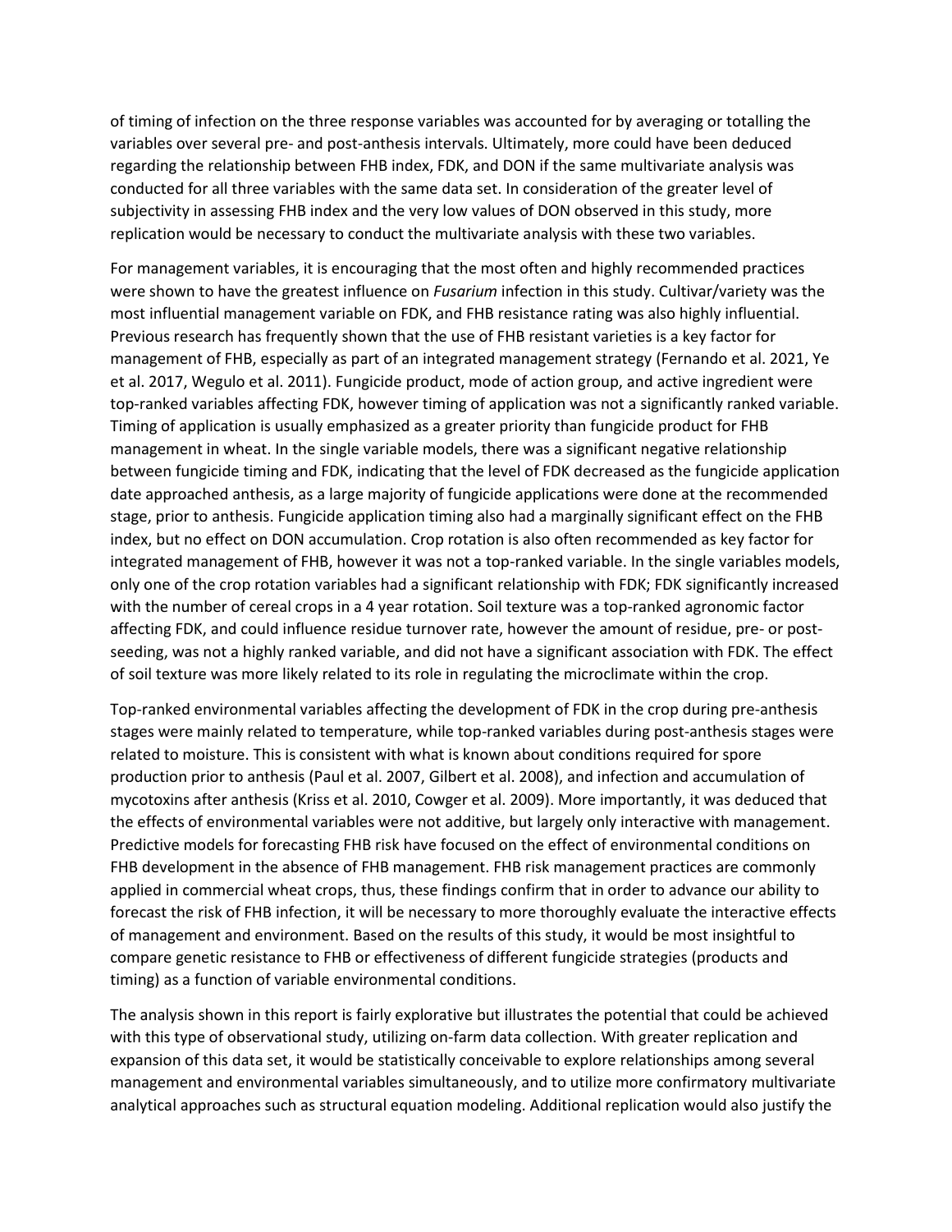of timing of infection on the three response variables was accounted for by averaging or totalling the variables over several pre- and post-anthesis intervals. Ultimately, more could have been deduced regarding the relationship between FHB index, FDK, and DON if the same multivariate analysis was conducted for all three variables with the same data set. In consideration of the greater level of subjectivity in assessing FHB index and the very low values of DON observed in this study, more replication would be necessary to conduct the multivariate analysis with these two variables.

For management variables, it is encouraging that the most often and highly recommended practices were shown to have the greatest influence on *Fusarium* infection in this study. Cultivar/variety was the most influential management variable on FDK, and FHB resistance rating was also highly influential. Previous research has frequently shown that the use of FHB resistant varieties is a key factor for management of FHB, especially as part of an integrated management strategy (Fernando et al. 2021, Ye et al. 2017, Wegulo et al. 2011). Fungicide product, mode of action group, and active ingredient were top-ranked variables affecting FDK, however timing of application was not a significantly ranked variable. Timing of application is usually emphasized as a greater priority than fungicide product for FHB management in wheat. In the single variable models, there was a significant negative relationship between fungicide timing and FDK, indicating that the level of FDK decreased as the fungicide application date approached anthesis, as a large majority of fungicide applications were done at the recommended stage, prior to anthesis. Fungicide application timing also had a marginally significant effect on the FHB index, but no effect on DON accumulation. Crop rotation is also often recommended as key factor for integrated management of FHB, however it was not a top-ranked variable. In the single variables models, only one of the crop rotation variables had a significant relationship with FDK; FDK significantly increased with the number of cereal crops in a 4 year rotation. Soil texture was a top-ranked agronomic factor affecting FDK, and could influence residue turnover rate, however the amount of residue, pre- or post-seeding, was not a highly ranked variable, and did not have a significant association with FDK. The effect of soil texture was more likely related to its role in regulating the microclimate within the crop.

Top-ranked environmental variables affecting the development of FDK in the crop during pre-anthesis stages were mainly related to temperature, while top-ranked variables during post-anthesis stages were related to moisture. This is consistent with what is known about conditions required for spore production prior to anthesis (Paul et al. 2007, Gilbert et al. 2008), and infection and accumulation of mycotoxins after anthesis (Kriss et al. 2010, Cowger et al. 2009). More importantly, it was deduced that the effects of environmental variables were not additive, but largely only interactive with management. Predictive models for forecasting FHB risk have focused on the effect of environmental conditions on FHB development in the absence of FHB management. FHB risk management practices are commonly applied in commercial wheat crops, thus, these findings confirm that in order to advance our ability to forecast the risk of FHB infection, it will be necessary to more thoroughly evaluate the interactive effects of management and environment. Based on the results of this study, it would be most insightful to compare genetic resistance to FHB or effectiveness of different fungicide strategies (products and timing) as a function of variable environmental conditions.

The analysis shown in this report is fairly explorative but illustrates the potential that could be achieved with this type of observational study, utilizing on-farm data collection. With greater replication and expansion of this data set, it would be statistically conceivable to explore relationships among several management and environmental variables simultaneously, and to utilize more confirmatory multivariate analytical approaches such as structural equation modeling. Additional replication would also justify the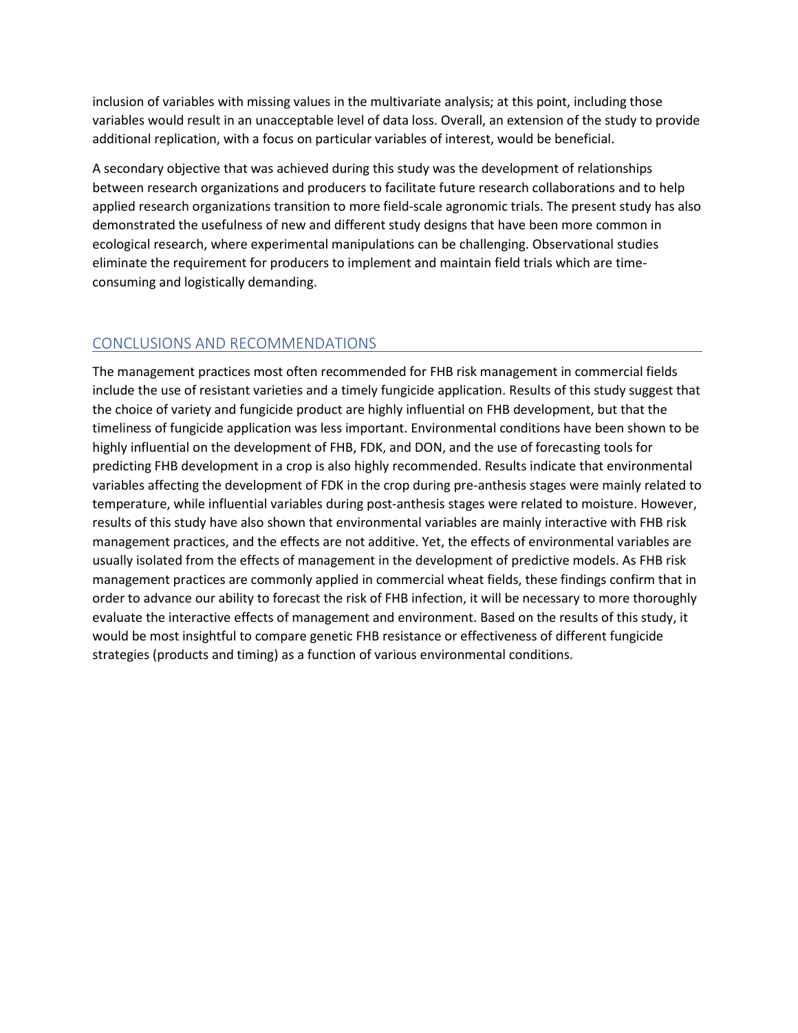inclusion of variables with missing values in the multivariate analysis; at this point, including those variables would result in an unacceptable level of data loss. Overall, an extension of the study to provide additional replication, with a focus on particular variables of interest, would be beneficial.

A secondary objective that was achieved during this study was the development of relationships between research organizations and producers to facilitate future research collaborations and to help applied research organizations transition to more field-scale agronomic trials. The present study has also demonstrated the usefulness of new and different study designs that have been more common in ecological research, where experimental manipulations can be challenging. Observational studies eliminate the requirement for producers to implement and maintain field trials which are time-consuming and logistically demanding.

## CONCLUSIONS AND RECOMMENDATIONS

The management practices most often recommended for FHB risk management in commercial fields include the use of resistant varieties and a timely fungicide application. Results of this study suggest that the choice of variety and fungicide product are highly influential on FHB development, but that the timeliness of fungicide application was less important. Environmental conditions have been shown to be highly influential on the development of FHB, FDK, and DON, and the use of forecasting tools for predicting FHB development in a crop is also highly recommended. Results indicate that environmental variables affecting the development of FDK in the crop during pre-anthesis stages were mainly related to temperature, while influential variables during post-anthesis stages were related to moisture. However, results of this study have also shown that environmental variables are mainly interactive with FHB risk management practices, and the effects are not additive. Yet, the effects of environmental variables are usually isolated from the effects of management in the development of predictive models. As FHB risk management practices are commonly applied in commercial wheat fields, these findings confirm that in order to advance our ability to forecast the risk of FHB infection, it will be necessary to more thoroughly evaluate the interactive effects of management and environment. Based on the results of this study, it would be most insightful to compare genetic FHB resistance or effectiveness of different fungicide strategies (products and timing) as a function of various environmental conditions.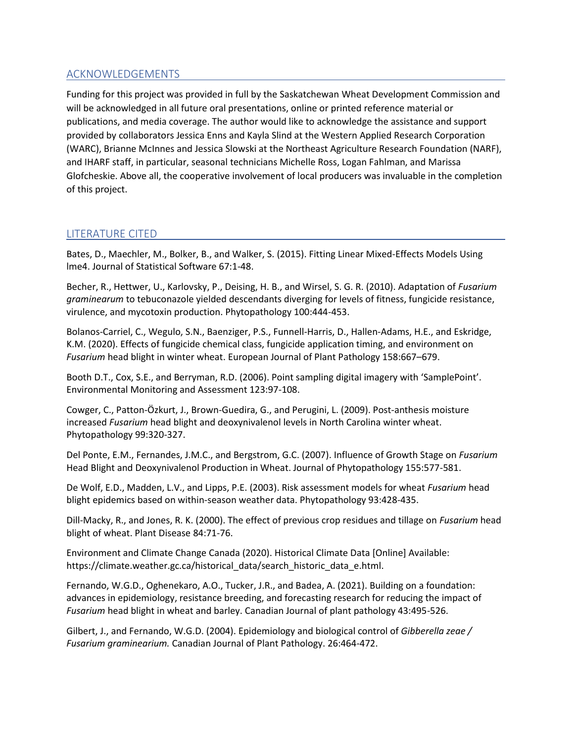## ACKNOWLEDGEMENTS

Funding for this project was provided in full by the Saskatchewan Wheat Development Commission and will be acknowledged in all future oral presentations, online or printed reference material or publications, and media coverage. The author would like to acknowledge the assistance and support provided by collaborators Jessica Enns and Kayla Slind at the Western Applied Research Corporation (WARC), Brianne McInnes and Jessica Slowski at the Northeast Agriculture Research Foundation (NARF), and IHARF staff, in particular, seasonal technicians Michelle Ross, Logan Fahlman, and Marissa Glofcheskie. Above all, the cooperative involvement of local producers was invaluable in the completion of this project.

## LITERATURE CITED

Bates, D., Maechler, M., Bolker, B., and Walker, S. (2015). Fitting Linear Mixed-Effects Models Using lme4. Journal of Statistical Software 67:1-48.

Becher, R., Hettwer, U., Karlovsky, P., Deising, H. B., and Wirsel, S. G. R. (2010). Adaptation of *Fusarium graminearum* to tebuconazole yielded descendants diverging for levels of fitness, fungicide resistance, virulence, and mycotoxin production. Phytopathology 100:444-453.

Bolanos-Carriel, C., Wegulo, S.N., Baenziger, P.S., Funnell-Harris, D., Hallen-Adams, H.E., and Eskridge, K.M. (2020). Effects of fungicide chemical class, fungicide application timing, and environment on *Fusarium* head blight in winter wheat. European Journal of Plant Pathology 158:667–679.

Booth D.T., Cox, S.E., and Berryman, R.D. (2006). Point sampling digital imagery with 'SamplePoint'. Environmental Monitoring and Assessment 123:97-108.

Cowger, C., Patton-Özkurt, J., Brown-Guedira, G., and Perugini, L. (2009). Post-anthesis moisture increased *Fusarium* head blight and deoxynivalenol levels in North Carolina winter wheat. Phytopathology 99:320-327.

Del Ponte, E.M., Fernandes, J.M.C., and Bergstrom, G.C. (2007). Influence of Growth Stage on *Fusarium* Head Blight and Deoxynivalenol Production in Wheat. Journal of Phytopathology 155:577-581.

De Wolf, E.D., Madden, L.V., and Lipps, P.E. (2003). Risk assessment models for wheat *Fusarium* head blight epidemics based on within-season weather data. Phytopathology 93:428-435.

Dill-Macky, R., and Jones, R. K. (2000). The effect of previous crop residues and tillage on *Fusarium* head blight of wheat. Plant Disease 84:71-76.

Environment and Climate Change Canada (2020). Historical Climate Data [Online] Available: https://climate.weather.gc.ca/historical_data/search_historic_data_e.html.

Fernando, W.G.D., Oghenekaro, A.O., Tucker, J.R., and Badea, A. (2021). Building on a foundation: advances in epidemiology, resistance breeding, and forecasting research for reducing the impact of *Fusarium* head blight in wheat and barley. Canadian Journal of plant pathology 43:495-526.

Gilbert, J., and Fernando, W.G.D. (2004). Epidemiology and biological control of *Gibberella zeae / Fusarium graminearium.* Canadian Journal of Plant Pathology. 26:464-472.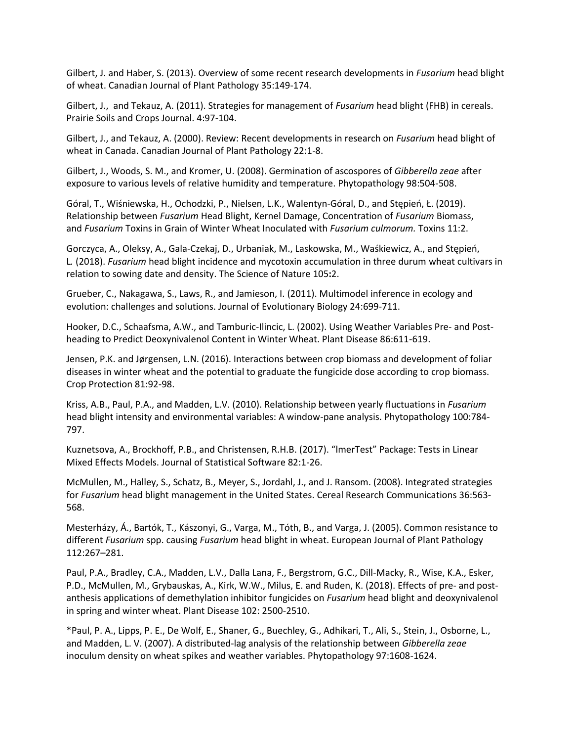Gilbert, J. and Haber, S. (2013). Overview of some recent research developments in *Fusarium* head blight of wheat. Canadian Journal of Plant Pathology 35:149-174.

Gilbert, J., and Tekauz, A. (2011). Strategies for management of *Fusarium* head blight (FHB) in cereals. Prairie Soils and Crops Journal. 4:97-104.

Gilbert, J., and Tekauz, A. (2000). Review: Recent developments in research on *Fusarium* head blight of wheat in Canada. Canadian Journal of Plant Pathology 22:1-8.

Gilbert, J., Woods, S. M., and Kromer, U. (2008). Germination of ascospores of *Gibberella zeae* after exposure to various levels of relative humidity and temperature. Phytopathology 98:504-508.

Góral, T., Wiśniewska, H., Ochodzki, P., Nielsen, L.K., Walentyn-Góral, D., and Stępień, Ł. (2019). Relationship between *Fusarium* Head Blight, Kernel Damage, Concentration of *Fusarium* Biomass, and *Fusarium* Toxins in Grain of Winter Wheat Inoculated with *Fusarium culmorum.* Toxins 11:2.

Gorczyca, A., Oleksy, A., Gala-Czekaj, D., Urbaniak, M., Laskowska, M., Waśkiewicz, A., and Stępień, L. (2018). *Fusarium* head blight incidence and mycotoxin accumulation in three durum wheat cultivars in relation to sowing date and density. The Science of Nature 105**:**2.

Grueber, C., Nakagawa, S., Laws, R., and Jamieson, I. (2011). Multimodel inference in ecology and evolution: challenges and solutions. Journal of Evolutionary Biology 24:699-711.

Hooker, D.C., Schaafsma, A.W., and Tamburic-Ilincic, L. (2002). Using Weather Variables Pre- and Post-heading to Predict Deoxynivalenol Content in Winter Wheat. Plant Disease 86:611-619.

Jensen, P.K. and Jørgensen, L.N. (2016). Interactions between crop biomass and development of foliar diseases in winter wheat and the potential to graduate the fungicide dose according to crop biomass. Crop Protection 81:92-98.

Kriss, A.B., Paul, P.A., and Madden, L.V. (2010). Relationship between yearly fluctuations in *Fusarium* head blight intensity and environmental variables: A window-pane analysis. Phytopathology 100:784-797.

Kuznetsova, A., Brockhoff, P.B., and Christensen, R.H.B. (2017). "lmerTest" Package: Tests in Linear Mixed Effects Models. Journal of Statistical Software 82:1-26.

McMullen, M., Halley, S., Schatz, B., Meyer, S., Jordahl, J., and J. Ransom. (2008). Integrated strategies for *Fusarium* head blight management in the United States. Cereal Research Communications 36:563-568.

Mesterházy, Á., Bartók, T., Kászonyi, G., Varga, M., Tóth, B., and Varga, J. (2005). Common resistance to different *Fusarium* spp. causing *Fusarium* head blight in wheat. European Journal of Plant Pathology 112:267–281.

Paul, P.A., Bradley, C.A., Madden, L.V., Dalla Lana, F., Bergstrom, G.C., Dill-Macky, R., Wise, K.A., Esker, P.D., McMullen, M., Grybauskas, A., Kirk, W.W., Milus, E. and Ruden, K. (2018). Effects of pre- and post-anthesis applications of demethylation inhibitor fungicides on *Fusarium* head blight and deoxynivalenol in spring and winter wheat. Plant Disease 102: 2500-2510.

*Paul, P. A., Lipps, P. E., De Wolf, E., Shaner, G., Buechley, G., Adhikari, T., Ali, S., Stein, J., Osborne, L., and Madden, L. V. (2007). A distributed-lag analysis of the relationship between *Gibberella zeae* inoculum density on wheat spikes and weather variables. Phytopathology 97:1608-1624.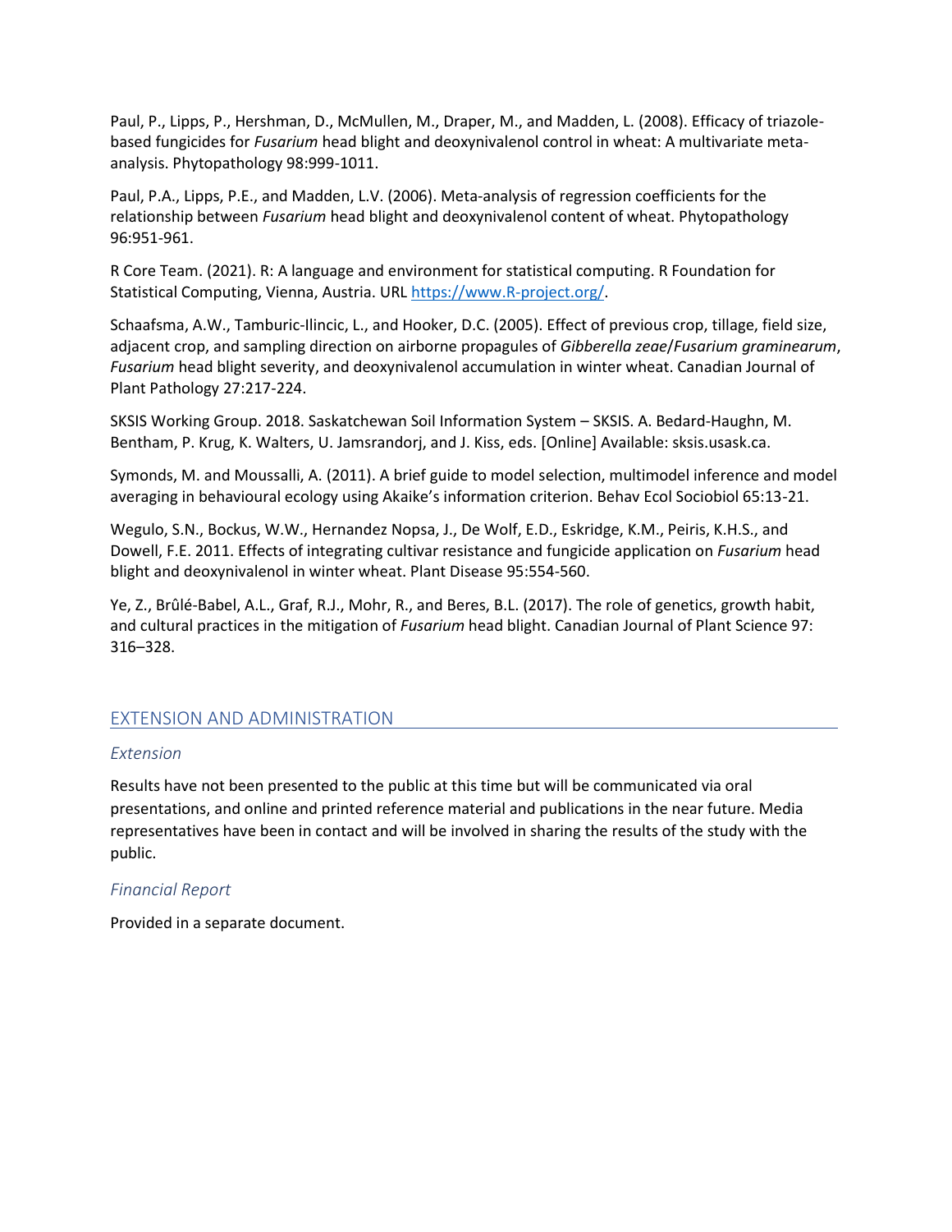Paul, P., Lipps, P., Hershman, D., McMullen, M., Draper, M., and Madden, L. (2008). Efficacy of triazole-based fungicides for *Fusarium* head blight and deoxynivalenol control in wheat: A multivariate meta-analysis. Phytopathology 98:999-1011.

Paul, P.A., Lipps, P.E., and Madden, L.V. (2006). Meta-analysis of regression coefficients for the relationship between *Fusarium* head blight and deoxynivalenol content of wheat. Phytopathology 96:951-961.

R Core Team. (2021). R: A language and environment for statistical computing. R Foundation for Statistical Computing, Vienna, Austria. URL https://www.R-project.org/.

Schaafsma, A.W., Tamburic-Ilincic, L., and Hooker, D.C. (2005). Effect of previous crop, tillage, field size, adjacent crop, and sampling direction on airborne propagules of *Gibberella zeae*/*Fusarium graminearum*, *Fusarium* head blight severity, and deoxynivalenol accumulation in winter wheat. Canadian Journal of Plant Pathology 27:217-224.

SKSIS Working Group. 2018. Saskatchewan Soil Information System – SKSIS. A. Bedard-Haughn, M. Bentham, P. Krug, K. Walters, U. Jamsrandorj, and J. Kiss, eds. [Online] Available: sksis.usask.ca.

Symonds, M. and Moussalli, A. (2011). A brief guide to model selection, multimodel inference and model averaging in behavioural ecology using Akaike's information criterion. Behav Ecol Sociobiol 65:13-21.

Wegulo, S.N., Bockus, W.W., Hernandez Nopsa, J., De Wolf, E.D., Eskridge, K.M., Peiris, K.H.S., and Dowell, F.E. 2011. Effects of integrating cultivar resistance and fungicide application on *Fusarium* head blight and deoxynivalenol in winter wheat. Plant Disease 95:554-560.

Ye, Z., Brûlé-Babel, A.L., Graf, R.J., Mohr, R., and Beres, B.L. (2017). The role of genetics, growth habit, and cultural practices in the mitigation of *Fusarium* head blight. Canadian Journal of Plant Science 97: 316–328.

## EXTENSION AND ADMINISTRATION

### *Extension*

Results have not been presented to the public at this time but will be communicated via oral presentations, and online and printed reference material and publications in the near future. Media representatives have been in contact and will be involved in sharing the results of the study with the public.

### *Financial Report*

Provided in a separate document.